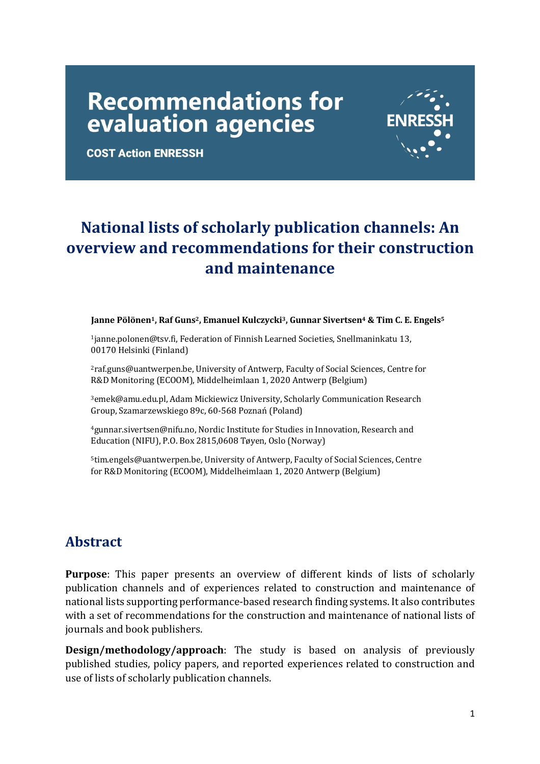# Recommendations for evaluation agencies

**COST Action ENRESSH**

ENRESSH

# National lists of scholarly publication channels: An overview and recommendations for their construction and maintenance

**Janne Pölönen[1], Raf Guns[2], Emanuel Kulczycki[3], Gunnar Sivertsen[4] & Tim C. E. Engels[5]**

[1]janne.polonen@tsv.fi, Federation of Finnish Learned Societies, Snellmaninkatu 13, 00170 Helsinki (Finland)

[2]raf.guns@uantwerpen.be, University of Antwerp, Faculty of Social Sciences, Centre for R&D Monitoring (ECOOM), Middelheimlaan 1, 2020 Antwerp (Belgium)

[3]emek@amu.edu.pl, Adam Mickiewicz University, Scholarly Communication Research Group, Szamarzewskiego 89c, 60-568 Poznań (Poland)

[4]gunnar.sivertsen@nifu.no, Nordic Institute for Studies in Innovation, Research and Education (NIFU), P.O. Box 2815,0608 Tøyen, Oslo (Norway)

[5]tim.engels@uantwerpen.be, University of Antwerp, Faculty of Social Sciences, Centre for R&D Monitoring (ECOOM), Middelheimlaan 1, 2020 Antwerp (Belgium)

## Abstract

**Purpose**: This paper presents an overview of different kinds of lists of scholarly publication channels and of experiences related to construction and maintenance of national lists supporting performance-based research finding systems. It also contributes with a set of recommendations for the construction and maintenance of national lists of journals and book publishers.

**Design/methodology/approach**: The study is based on analysis of previously published studies, policy papers, and reported experiences related to construction and use of lists of scholarly publication channels.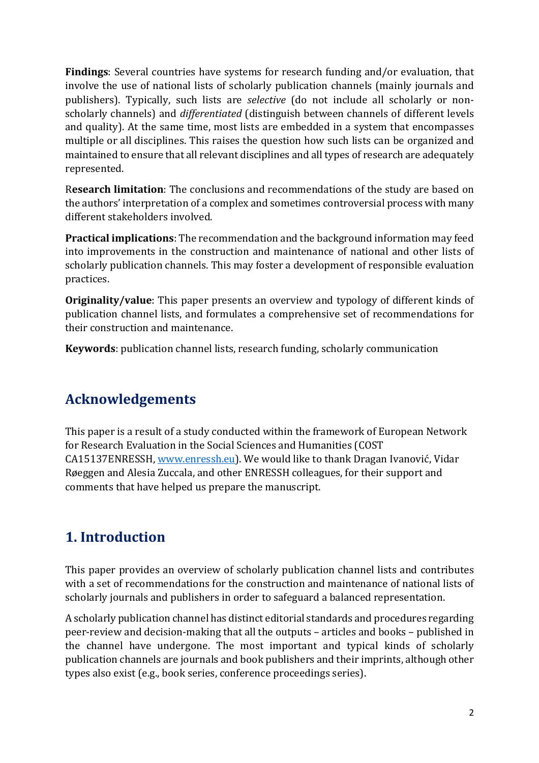**Findings**: Several countries have systems for research funding and/or evaluation, that involve the use of national lists of scholarly publication channels (mainly journals and publishers). Typically, such lists are *selective* (do not include all scholarly or non-scholarly channels) and *differentiated* (distinguish between channels of different levels and quality). At the same time, most lists are embedded in a system that encompasses multiple or all disciplines. This raises the question how such lists can be organized and maintained to ensure that all relevant disciplines and all types of research are adequately represented.

R**esearch limitation**: The conclusions and recommendations of the study are based on the authors' interpretation of a complex and sometimes controversial process with many different stakeholders involved.

**Practical implications**: The recommendation and the background information may feed into improvements in the construction and maintenance of national and other lists of scholarly publication channels. This may foster a development of responsible evaluation practices.

**Originality/value**: This paper presents an overview and typology of different kinds of publication channel lists, and formulates a comprehensive set of recommendations for their construction and maintenance.

**Keywords**: publication channel lists, research funding, scholarly communication

## Acknowledgements

This paper is a result of a study conducted within the framework of European Network for Research Evaluation in the Social Sciences and Humanities (COST CA15137ENRESSH, www.enressh.eu). We would like to thank Dragan Ivanović, Vidar Røeggen and Alesia Zuccala, and other ENRESSH colleagues, for their support and comments that have helped us prepare the manuscript.

## 1. Introduction

This paper provides an overview of scholarly publication channel lists and contributes with a set of recommendations for the construction and maintenance of national lists of scholarly journals and publishers in order to safeguard a balanced representation.

A scholarly publication channel has distinct editorial standards and procedures regarding peer-review and decision-making that all the outputs – articles and books – published in the channel have undergone. The most important and typical kinds of scholarly publication channels are journals and book publishers and their imprints, although other types also exist (e.g., book series, conference proceedings series).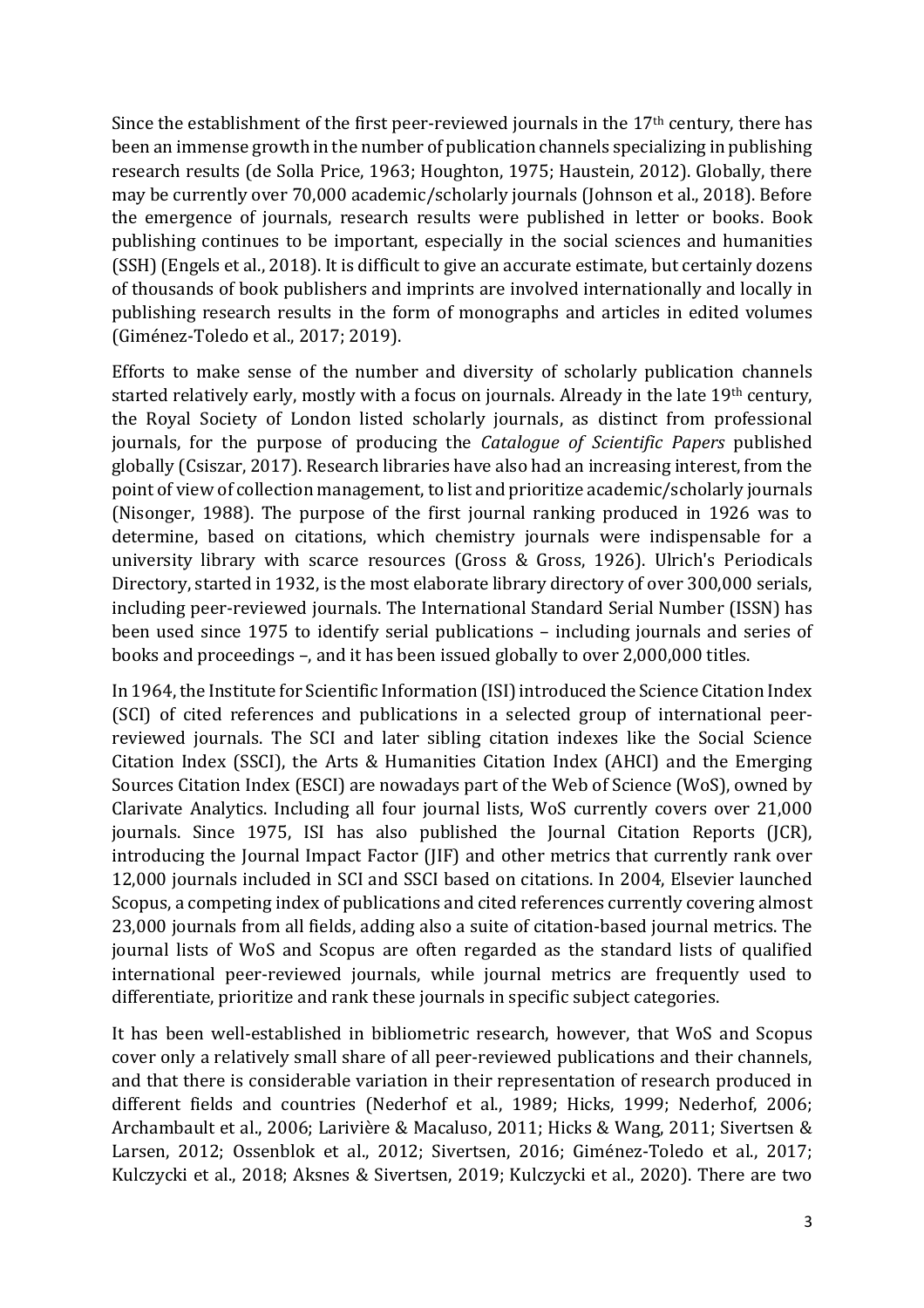Since the establishment of the first peer-reviewed journals in the 17th century, there has been an immense growth in the number of publication channels specializing in publishing research results (de Solla Price, 1963; Houghton, 1975; Haustein, 2012). Globally, there may be currently over 70,000 academic/scholarly journals (Johnson et al., 2018). Before the emergence of journals, research results were published in letter or books. Book publishing continues to be important, especially in the social sciences and humanities (SSH) (Engels et al., 2018). It is difficult to give an accurate estimate, but certainly dozens of thousands of book publishers and imprints are involved internationally and locally in publishing research results in the form of monographs and articles in edited volumes (Giménez-Toledo et al., 2017; 2019).

Efforts to make sense of the number and diversity of scholarly publication channels started relatively early, mostly with a focus on journals. Already in the late 19th century, the Royal Society of London listed scholarly journals, as distinct from professional journals, for the purpose of producing the *Catalogue of Scientific Papers* published globally (Csiszar, 2017). Research libraries have also had an increasing interest, from the point of view of collection management, to list and prioritize academic/scholarly journals (Nisonger, 1988). The purpose of the first journal ranking produced in 1926 was to determine, based on citations, which chemistry journals were indispensable for a university library with scarce resources (Gross & Gross, 1926). Ulrich's Periodicals Directory, started in 1932, is the most elaborate library directory of over 300,000 serials, including peer-reviewed journals. The International Standard Serial Number (ISSN) has been used since 1975 to identify serial publications – including journals and series of books and proceedings –, and it has been issued globally to over 2,000,000 titles.

In 1964, the Institute for Scientific Information (ISI) introduced the Science Citation Index (SCI) of cited references and publications in a selected group of international peer-reviewed journals. The SCI and later sibling citation indexes like the Social Science Citation Index (SSCI), the Arts & Humanities Citation Index (AHCI) and the Emerging Sources Citation Index (ESCI) are nowadays part of the Web of Science (WoS), owned by Clarivate Analytics. Including all four journal lists, WoS currently covers over 21,000 journals. Since 1975, ISI has also published the Journal Citation Reports (JCR), introducing the Journal Impact Factor (JIF) and other metrics that currently rank over 12,000 journals included in SCI and SSCI based on citations. In 2004, Elsevier launched Scopus, a competing index of publications and cited references currently covering almost 23,000 journals from all fields, adding also a suite of citation-based journal metrics. The journal lists of WoS and Scopus are often regarded as the standard lists of qualified international peer-reviewed journals, while journal metrics are frequently used to differentiate, prioritize and rank these journals in specific subject categories.

It has been well-established in bibliometric research, however, that WoS and Scopus cover only a relatively small share of all peer-reviewed publications and their channels, and that there is considerable variation in their representation of research produced in different fields and countries (Nederhof et al., 1989; Hicks, 1999; Nederhof, 2006; Archambault et al., 2006; Larivière & Macaluso, 2011; Hicks & Wang, 2011; Sivertsen & Larsen, 2012; Ossenblok et al., 2012; Sivertsen, 2016; Giménez-Toledo et al., 2017; Kulczycki et al., 2018; Aksnes & Sivertsen, 2019; Kulczycki et al., 2020). There are two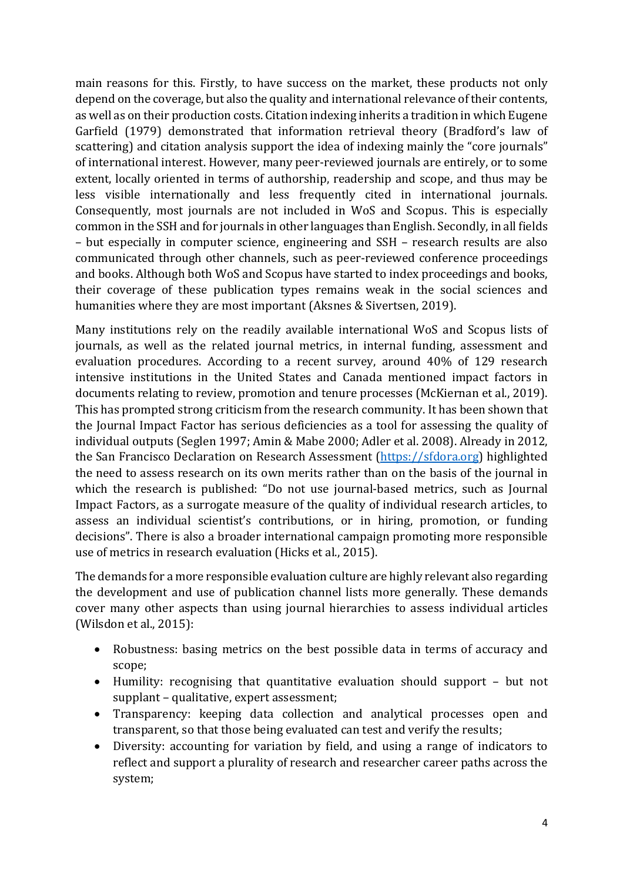main reasons for this. Firstly, to have success on the market, these products not only depend on the coverage, but also the quality and international relevance of their contents, as well as on their production costs. Citation indexing inherits a tradition in which Eugene Garfield (1979) demonstrated that information retrieval theory (Bradford's law of scattering) and citation analysis support the idea of indexing mainly the "core journals" of international interest. However, many peer-reviewed journals are entirely, or to some extent, locally oriented in terms of authorship, readership and scope, and thus may be less visible internationally and less frequently cited in international journals. Consequently, most journals are not included in WoS and Scopus. This is especially common in the SSH and for journals in other languages than English. Secondly, in all fields – but especially in computer science, engineering and SSH – research results are also communicated through other channels, such as peer-reviewed conference proceedings and books. Although both WoS and Scopus have started to index proceedings and books, their coverage of these publication types remains weak in the social sciences and humanities where they are most important (Aksnes & Sivertsen, 2019).

Many institutions rely on the readily available international WoS and Scopus lists of journals, as well as the related journal metrics, in internal funding, assessment and evaluation procedures. According to a recent survey, around 40% of 129 research intensive institutions in the United States and Canada mentioned impact factors in documents relating to review, promotion and tenure processes (McKiernan et al., 2019). This has prompted strong criticism from the research community. It has been shown that the Journal Impact Factor has serious deficiencies as a tool for assessing the quality of individual outputs (Seglen 1997; Amin & Mabe 2000; Adler et al. 2008). Already in 2012, the San Francisco Declaration on Research Assessment (https://sfdora.org) highlighted the need to assess research on its own merits rather than on the basis of the journal in which the research is published: "Do not use journal-based metrics, such as Journal Impact Factors, as a surrogate measure of the quality of individual research articles, to assess an individual scientist's contributions, or in hiring, promotion, or funding decisions". There is also a broader international campaign promoting more responsible use of metrics in research evaluation (Hicks et al., 2015).

The demands for a more responsible evaluation culture are highly relevant also regarding the development and use of publication channel lists more generally. These demands cover many other aspects than using journal hierarchies to assess individual articles (Wilsdon et al., 2015):

- Robustness: basing metrics on the best possible data in terms of accuracy and scope;
- Humility: recognising that quantitative evaluation should support – but not supplant – qualitative, expert assessment;
- Transparency: keeping data collection and analytical processes open and transparent, so that those being evaluated can test and verify the results;
- Diversity: accounting for variation by field, and using a range of indicators to reflect and support a plurality of research and researcher career paths across the system;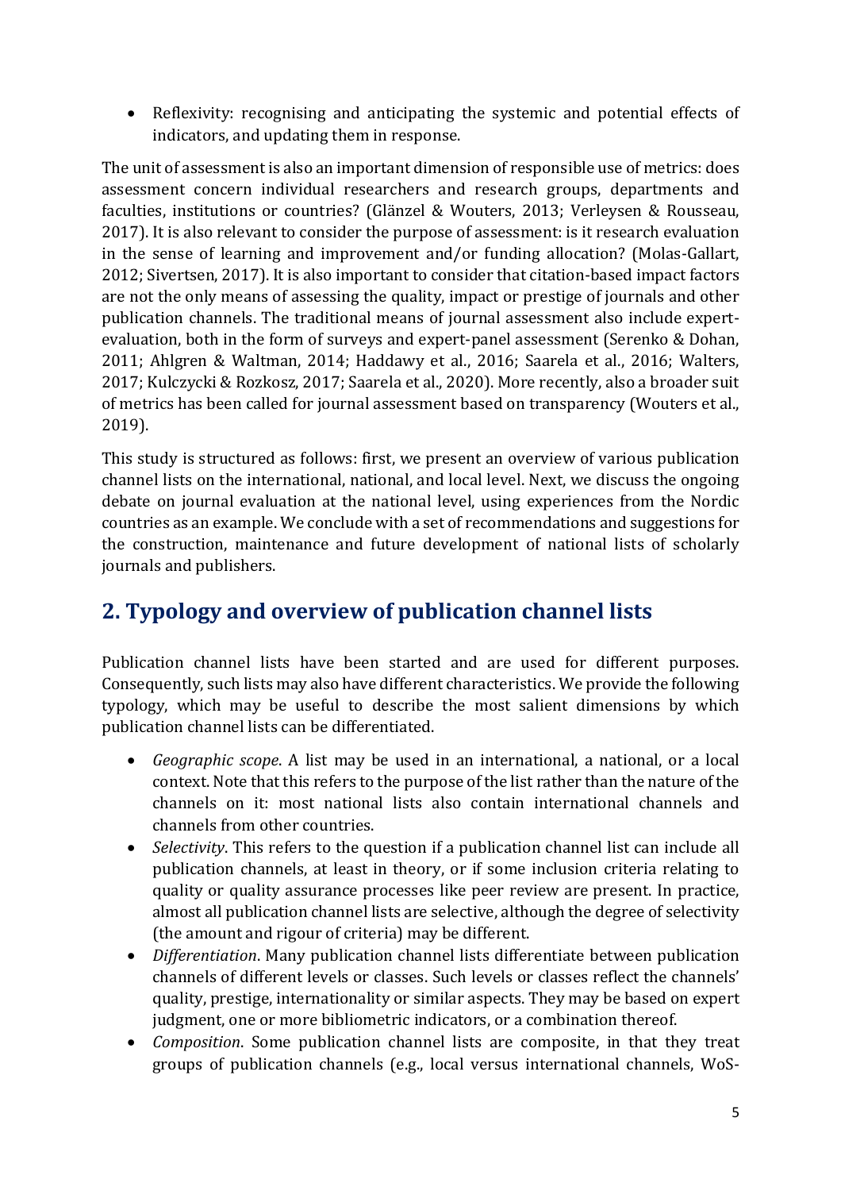- Reflexivity: recognising and anticipating the systemic and potential effects of indicators, and updating them in response.

The unit of assessment is also an important dimension of responsible use of metrics: does assessment concern individual researchers and research groups, departments and faculties, institutions or countries? (Glänzel & Wouters, 2013; Verleysen & Rousseau, 2017). It is also relevant to consider the purpose of assessment: is it research evaluation in the sense of learning and improvement and/or funding allocation? (Molas-Gallart, 2012; Sivertsen, 2017). It is also important to consider that citation-based impact factors are not the only means of assessing the quality, impact or prestige of journals and other publication channels. The traditional means of journal assessment also include expert-evaluation, both in the form of surveys and expert-panel assessment (Serenko & Dohan, 2011; Ahlgren & Waltman, 2014; Haddawy et al., 2016; Saarela et al., 2016; Walters, 2017; Kulczycki & Rozkosz, 2017; Saarela et al., 2020). More recently, also a broader suit of metrics has been called for journal assessment based on transparency (Wouters et al., 2019).

This study is structured as follows: first, we present an overview of various publication channel lists on the international, national, and local level. Next, we discuss the ongoing debate on journal evaluation at the national level, using experiences from the Nordic countries as an example. We conclude with a set of recommendations and suggestions for the construction, maintenance and future development of national lists of scholarly journals and publishers.

## 2. Typology and overview of publication channel lists

Publication channel lists have been started and are used for different purposes. Consequently, such lists may also have different characteristics. We provide the following typology, which may be useful to describe the most salient dimensions by which publication channel lists can be differentiated.

- *Geographic scope*. A list may be used in an international, a national, or a local context. Note that this refers to the purpose of the list rather than the nature of the channels on it: most national lists also contain international channels and channels from other countries.
- *Selectivity*. This refers to the question if a publication channel list can include all publication channels, at least in theory, or if some inclusion criteria relating to quality or quality assurance processes like peer review are present. In practice, almost all publication channel lists are selective, although the degree of selectivity (the amount and rigour of criteria) may be different.
- *Differentiation*. Many publication channel lists differentiate between publication channels of different levels or classes. Such levels or classes reflect the channels' quality, prestige, internationality or similar aspects. They may be based on expert judgment, one or more bibliometric indicators, or a combination thereof.
- *Composition*. Some publication channel lists are composite, in that they treat groups of publication channels (e.g., local versus international channels, WoS-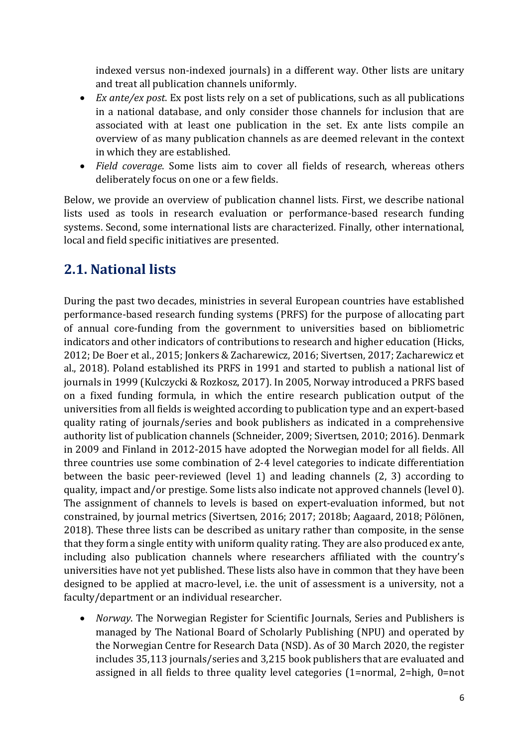indexed versus non-indexed journals) in a different way. Other lists are unitary and treat all publication channels uniformly.

- *Ex ante/ex post*. Ex post lists rely on a set of publications, such as all publications in a national database, and only consider those channels for inclusion that are associated with at least one publication in the set. Ex ante lists compile an overview of as many publication channels as are deemed relevant in the context in which they are established.
- *Field coverage*. Some lists aim to cover all fields of research, whereas others deliberately focus on one or a few fields.

Below, we provide an overview of publication channel lists. First, we describe national lists used as tools in research evaluation or performance-based research funding systems. Second, some international lists are characterized. Finally, other international, local and field specific initiatives are presented.

## 2.1. National lists

During the past two decades, ministries in several European countries have established performance-based research funding systems (PRFS) for the purpose of allocating part of annual core-funding from the government to universities based on bibliometric indicators and other indicators of contributions to research and higher education (Hicks, 2012; De Boer et al., 2015; Jonkers & Zacharewicz, 2016; Sivertsen, 2017; Zacharewicz et al., 2018). Poland established its PRFS in 1991 and started to publish a national list of journals in 1999 (Kulczycki & Rozkosz, 2017). In 2005, Norway introduced a PRFS based on a fixed funding formula, in which the entire research publication output of the universities from all fields is weighted according to publication type and an expert-based quality rating of journals/series and book publishers as indicated in a comprehensive authority list of publication channels (Schneider, 2009; Sivertsen, 2010; 2016). Denmark in 2009 and Finland in 2012-2015 have adopted the Norwegian model for all fields. All three countries use some combination of 2-4 level categories to indicate differentiation between the basic peer-reviewed (level 1) and leading channels (2, 3) according to quality, impact and/or prestige. Some lists also indicate not approved channels (level 0). The assignment of channels to levels is based on expert-evaluation informed, but not constrained, by journal metrics (Sivertsen, 2016; 2017; 2018b; Aagaard, 2018; Pölönen, 2018). These three lists can be described as unitary rather than composite, in the sense that they form a single entity with uniform quality rating. They are also produced ex ante, including also publication channels where researchers affiliated with the country's universities have not yet published. These lists also have in common that they have been designed to be applied at macro-level, i.e. the unit of assessment is a university, not a faculty/department or an individual researcher.

- *Norway*. The Norwegian Register for Scientific Journals, Series and Publishers is managed by The National Board of Scholarly Publishing (NPU) and operated by the Norwegian Centre for Research Data (NSD). As of 30 March 2020, the register includes 35,113 journals/series and 3,215 book publishers that are evaluated and assigned in all fields to three quality level categories (1=normal, 2=high, 0=not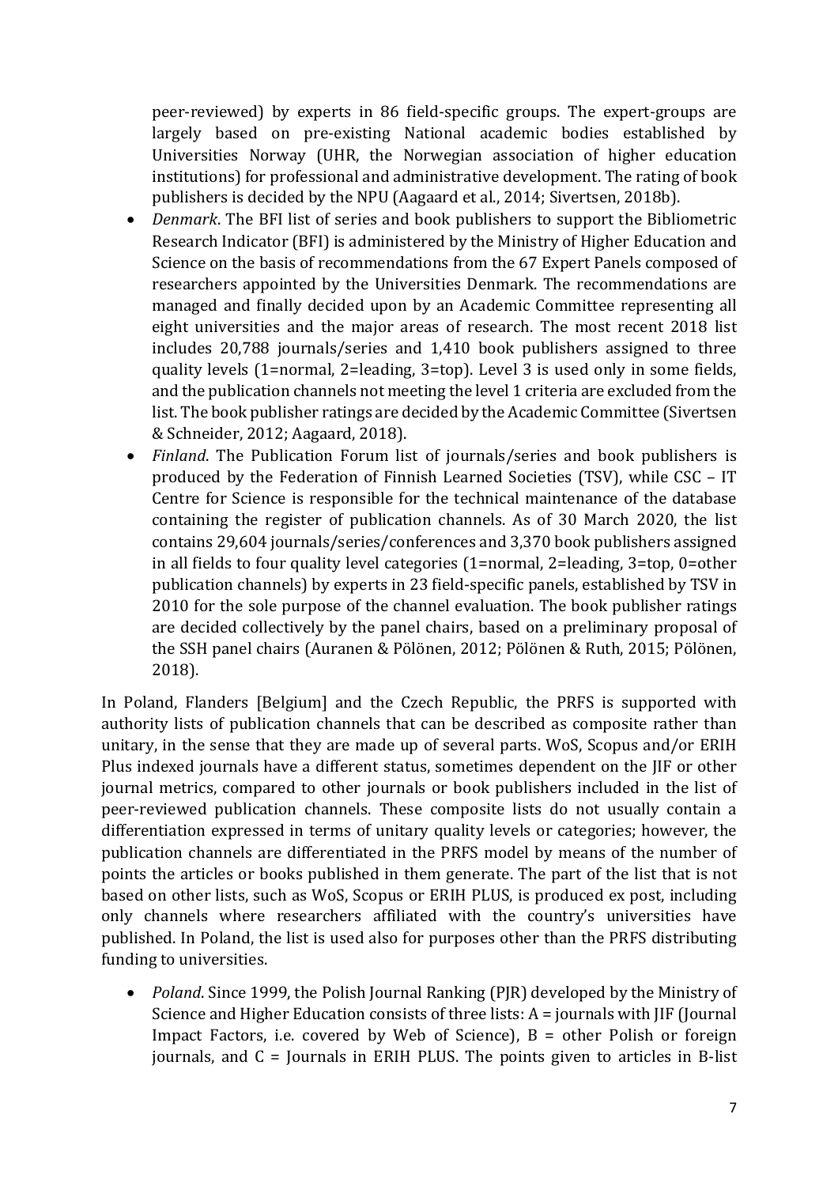peer-reviewed) by experts in 86 field-specific groups. The expert-groups are largely based on pre-existing National academic bodies established by Universities Norway (UHR, the Norwegian association of higher education institutions) for professional and administrative development. The rating of book publishers is decided by the NPU (Aagaard et al., 2014; Sivertsen, 2018b).

- *Denmark*. The BFI list of series and book publishers to support the Bibliometric Research Indicator (BFI) is administered by the Ministry of Higher Education and Science on the basis of recommendations from the 67 Expert Panels composed of researchers appointed by the Universities Denmark. The recommendations are managed and finally decided upon by an Academic Committee representing all eight universities and the major areas of research. The most recent 2018 list includes 20,788 journals/series and 1,410 book publishers assigned to three quality levels (1=normal, 2=leading, 3=top). Level 3 is used only in some fields, and the publication channels not meeting the level 1 criteria are excluded from the list. The book publisher ratings are decided by the Academic Committee (Sivertsen & Schneider, 2012; Aagaard, 2018).
- *Finland*. The Publication Forum list of journals/series and book publishers is produced by the Federation of Finnish Learned Societies (TSV), while CSC – IT Centre for Science is responsible for the technical maintenance of the database containing the register of publication channels. As of 30 March 2020, the list contains 29,604 journals/series/conferences and 3,370 book publishers assigned in all fields to four quality level categories (1=normal, 2=leading, 3=top, 0=other publication channels) by experts in 23 field-specific panels, established by TSV in 2010 for the sole purpose of the channel evaluation. The book publisher ratings are decided collectively by the panel chairs, based on a preliminary proposal of the SSH panel chairs (Auranen & Pölönen, 2012; Pölönen & Ruth, 2015; Pölönen, 2018).

In Poland, Flanders [Belgium] and the Czech Republic, the PRFS is supported with authority lists of publication channels that can be described as composite rather than unitary, in the sense that they are made up of several parts. WoS, Scopus and/or ERIH Plus indexed journals have a different status, sometimes dependent on the JIF or other journal metrics, compared to other journals or book publishers included in the list of peer-reviewed publication channels. These composite lists do not usually contain a differentiation expressed in terms of unitary quality levels or categories; however, the publication channels are differentiated in the PRFS model by means of the number of points the articles or books published in them generate. The part of the list that is not based on other lists, such as WoS, Scopus or ERIH PLUS, is produced ex post, including only channels where researchers affiliated with the country's universities have published. In Poland, the list is used also for purposes other than the PRFS distributing funding to universities.

- *Poland*. Since 1999, the Polish Journal Ranking (PJR) developed by the Ministry of Science and Higher Education consists of three lists: A = journals with JIF (Journal Impact Factors, i.e. covered by Web of Science), B = other Polish or foreign journals, and C = Journals in ERIH PLUS. The points given to articles in B-list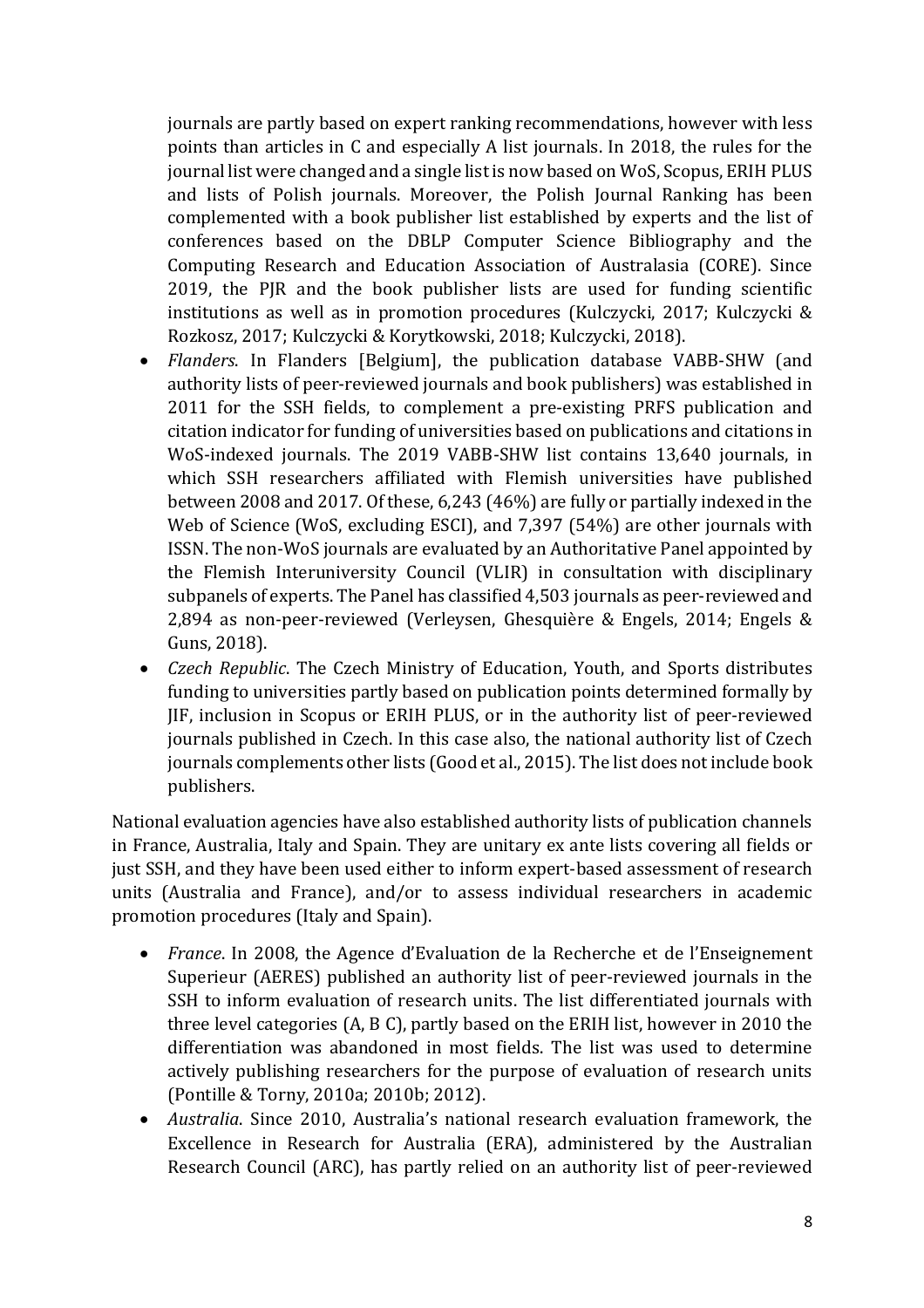journals are partly based on expert ranking recommendations, however with less points than articles in C and especially A list journals. In 2018, the rules for the journal list were changed and a single list is now based on WoS, Scopus, ERIH PLUS and lists of Polish journals. Moreover, the Polish Journal Ranking has been complemented with a book publisher list established by experts and the list of conferences based on the DBLP Computer Science Bibliography and the Computing Research and Education Association of Australasia (CORE). Since 2019, the PJR and the book publisher lists are used for funding scientific institutions as well as in promotion procedures (Kulczycki, 2017; Kulczycki & Rozkosz, 2017; Kulczycki & Korytkowski, 2018; Kulczycki, 2018).

- *Flanders*. In Flanders [Belgium], the publication database VABB-SHW (and authority lists of peer-reviewed journals and book publishers) was established in 2011 for the SSH fields, to complement a pre-existing PRFS publication and citation indicator for funding of universities based on publications and citations in WoS-indexed journals. The 2019 VABB-SHW list contains 13,640 journals, in which SSH researchers affiliated with Flemish universities have published between 2008 and 2017. Of these, 6,243 (46%) are fully or partially indexed in the Web of Science (WoS, excluding ESCI), and 7,397 (54%) are other journals with ISSN. The non-WoS journals are evaluated by an Authoritative Panel appointed by the Flemish Interuniversity Council (VLIR) in consultation with disciplinary subpanels of experts. The Panel has classified 4,503 journals as peer-reviewed and 2,894 as non-peer-reviewed (Verleysen, Ghesquière & Engels, 2014; Engels & Guns, 2018).
- *Czech Republic*. The Czech Ministry of Education, Youth, and Sports distributes funding to universities partly based on publication points determined formally by JIF, inclusion in Scopus or ERIH PLUS, or in the authority list of peer-reviewed journals published in Czech. In this case also, the national authority list of Czech journals complements other lists (Good et al., 2015). The list does not include book publishers.

National evaluation agencies have also established authority lists of publication channels in France, Australia, Italy and Spain. They are unitary ex ante lists covering all fields or just SSH, and they have been used either to inform expert-based assessment of research units (Australia and France), and/or to assess individual researchers in academic promotion procedures (Italy and Spain).

- *France*. In 2008, the Agence d'Evaluation de la Recherche et de l'Enseignement Superieur (AERES) published an authority list of peer-reviewed journals in the SSH to inform evaluation of research units. The list differentiated journals with three level categories (A, B C), partly based on the ERIH list, however in 2010 the differentiation was abandoned in most fields. The list was used to determine actively publishing researchers for the purpose of evaluation of research units (Pontille & Torny, 2010a; 2010b; 2012).
- *Australia*. Since 2010, Australia's national research evaluation framework, the Excellence in Research for Australia (ERA), administered by the Australian Research Council (ARC), has partly relied on an authority list of peer-reviewed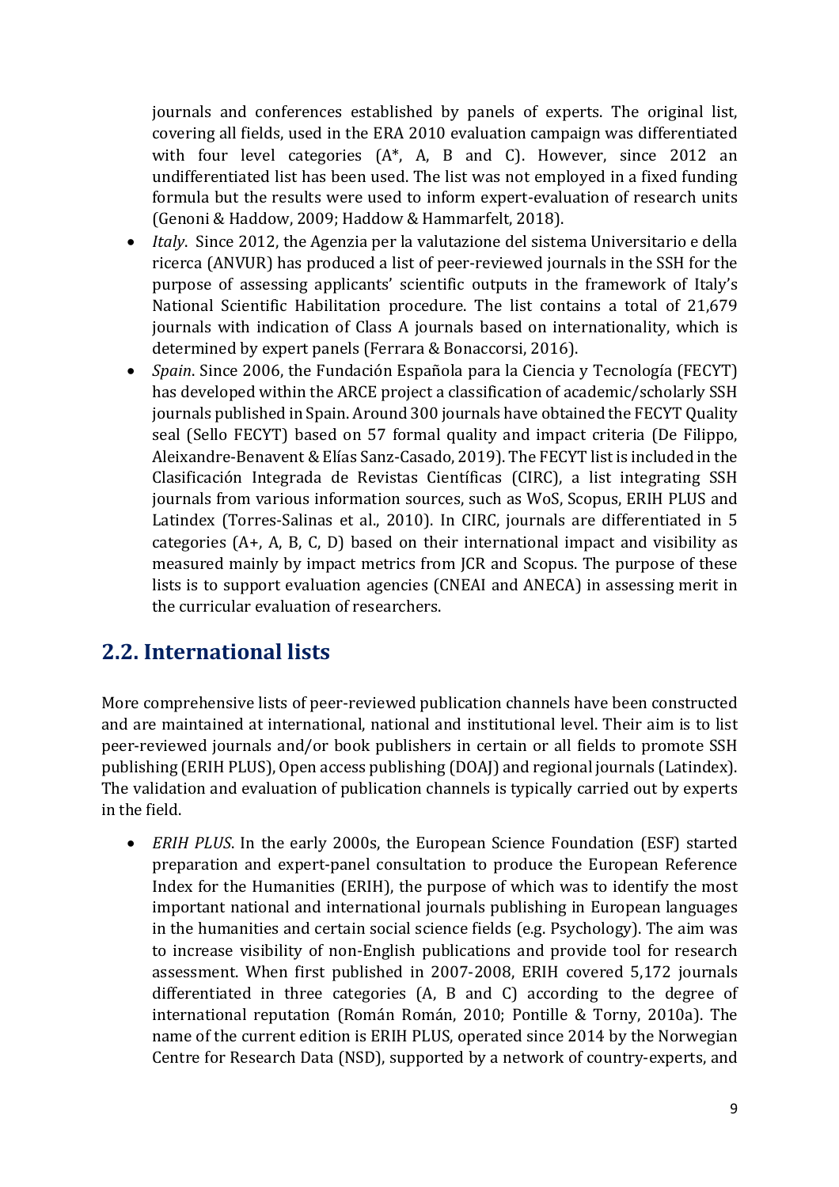journals and conferences established by panels of experts. The original list, covering all fields, used in the ERA 2010 evaluation campaign was differentiated with four level categories (A*, A, B and C). However, since 2012 an undifferentiated list has been used. The list was not employed in a fixed funding formula but the results were used to inform expert-evaluation of research units (Genoni & Haddow, 2009; Haddow & Hammarfelt, 2018).

- *Italy*. Since 2012, the Agenzia per la valutazione del sistema Universitario e della ricerca (ANVUR) has produced a list of peer-reviewed journals in the SSH for the purpose of assessing applicants' scientific outputs in the framework of Italy's National Scientific Habilitation procedure. The list contains a total of 21,679 journals with indication of Class A journals based on internationality, which is determined by expert panels (Ferrara & Bonaccorsi, 2016).
- *Spain*. Since 2006, the Fundación Española para la Ciencia y Tecnología (FECYT) has developed within the ARCE project a classification of academic/scholarly SSH journals published in Spain. Around 300 journals have obtained the FECYT Quality seal (Sello FECYT) based on 57 formal quality and impact criteria (De Filippo, Aleixandre-Benavent & Elías Sanz-Casado, 2019). The FECYT list is included in the Clasificación Integrada de Revistas Científicas (CIRC), a list integrating SSH journals from various information sources, such as WoS, Scopus, ERIH PLUS and Latindex (Torres-Salinas et al., 2010). In CIRC, journals are differentiated in 5 categories (A+, A, B, C, D) based on their international impact and visibility as measured mainly by impact metrics from JCR and Scopus. The purpose of these lists is to support evaluation agencies (CNEAI and ANECA) in assessing merit in the curricular evaluation of researchers.

## 2.2. International lists

More comprehensive lists of peer-reviewed publication channels have been constructed and are maintained at international, national and institutional level. Their aim is to list peer-reviewed journals and/or book publishers in certain or all fields to promote SSH publishing (ERIH PLUS), Open access publishing (DOAJ) and regional journals (Latindex). The validation and evaluation of publication channels is typically carried out by experts in the field.

- *ERIH PLUS*. In the early 2000s, the European Science Foundation (ESF) started preparation and expert-panel consultation to produce the European Reference Index for the Humanities (ERIH), the purpose of which was to identify the most important national and international journals publishing in European languages in the humanities and certain social science fields (e.g. Psychology). The aim was to increase visibility of non-English publications and provide tool for research assessment. When first published in 2007-2008, ERIH covered 5,172 journals differentiated in three categories (A, B and C) according to the degree of international reputation (Román Román, 2010; Pontille & Torny, 2010a). The name of the current edition is ERIH PLUS, operated since 2014 by the Norwegian Centre for Research Data (NSD), supported by a network of country-experts, and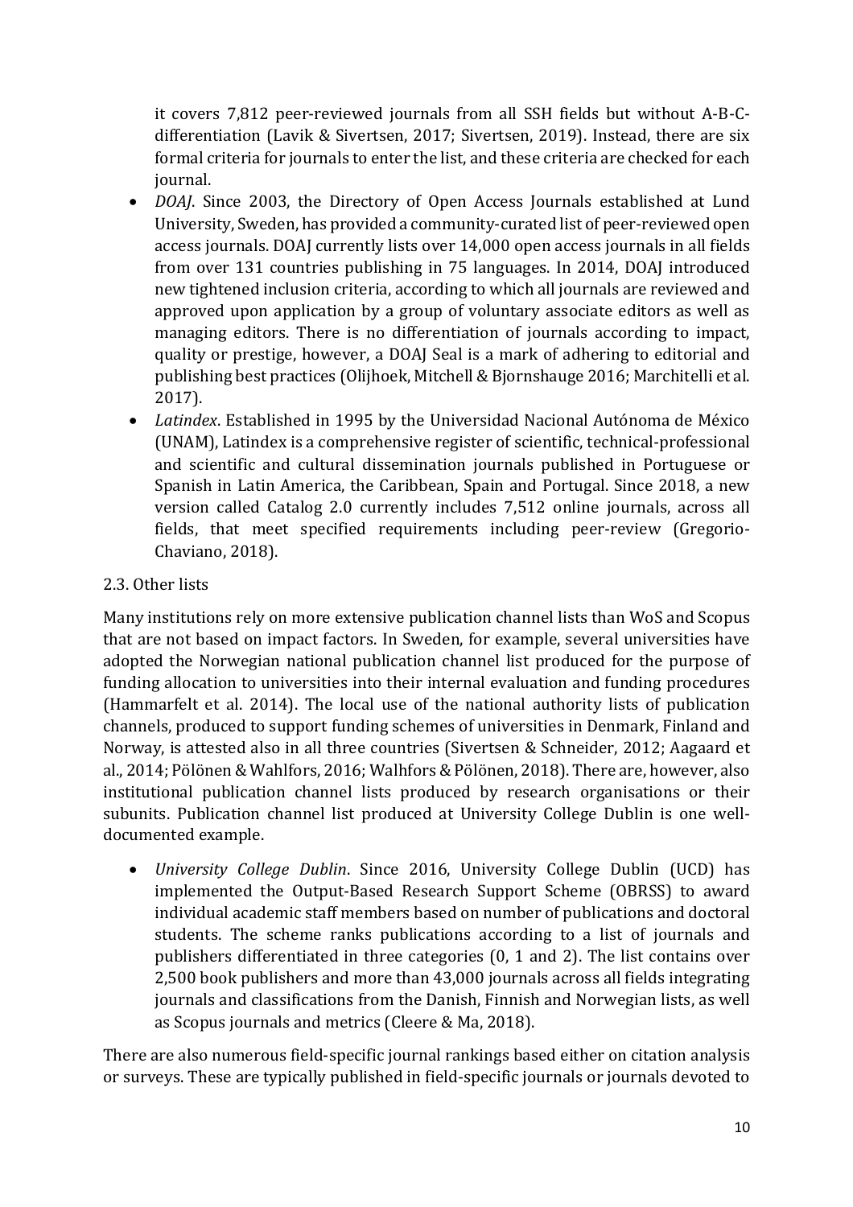it covers 7,812 peer-reviewed journals from all SSH fields but without A-B-C-differentiation (Lavik & Sivertsen, 2017; Sivertsen, 2019). Instead, there are six formal criteria for journals to enter the list, and these criteria are checked for each journal.

- *DOAJ*. Since 2003, the Directory of Open Access Journals established at Lund University, Sweden, has provided a community-curated list of peer-reviewed open access journals. DOAJ currently lists over 14,000 open access journals in all fields from over 131 countries publishing in 75 languages. In 2014, DOAJ introduced new tightened inclusion criteria, according to which all journals are reviewed and approved upon application by a group of voluntary associate editors as well as managing editors. There is no differentiation of journals according to impact, quality or prestige, however, a DOAJ Seal is a mark of adhering to editorial and publishing best practices (Olijhoek, Mitchell & Bjornshauge 2016; Marchitelli et al. 2017).
- *Latindex*. Established in 1995 by the Universidad Nacional Autónoma de México (UNAM), Latindex is a comprehensive register of scientific, technical-professional and scientific and cultural dissemination journals published in Portuguese or Spanish in Latin America, the Caribbean, Spain and Portugal. Since 2018, a new version called Catalog 2.0 currently includes 7,512 online journals, across all fields, that meet specified requirements including peer-review (Gregorio-Chaviano, 2018).

## 2.3. Other lists

Many institutions rely on more extensive publication channel lists than WoS and Scopus that are not based on impact factors. In Sweden, for example, several universities have adopted the Norwegian national publication channel list produced for the purpose of funding allocation to universities into their internal evaluation and funding procedures (Hammarfelt et al. 2014). The local use of the national authority lists of publication channels, produced to support funding schemes of universities in Denmark, Finland and Norway, is attested also in all three countries (Sivertsen & Schneider, 2012; Aagaard et al., 2014; Pölönen & Wahlfors, 2016; Walhfors & Pölönen, 2018). There are, however, also institutional publication channel lists produced by research organisations or their subunits. Publication channel list produced at University College Dublin is one well-documented example.

- *University College Dublin*. Since 2016, University College Dublin (UCD) has implemented the Output-Based Research Support Scheme (OBRSS) to award individual academic staff members based on number of publications and doctoral students. The scheme ranks publications according to a list of journals and publishers differentiated in three categories (0, 1 and 2). The list contains over 2,500 book publishers and more than 43,000 journals across all fields integrating journals and classifications from the Danish, Finnish and Norwegian lists, as well as Scopus journals and metrics (Cleere & Ma, 2018).

There are also numerous field-specific journal rankings based either on citation analysis or surveys. These are typically published in field-specific journals or journals devoted to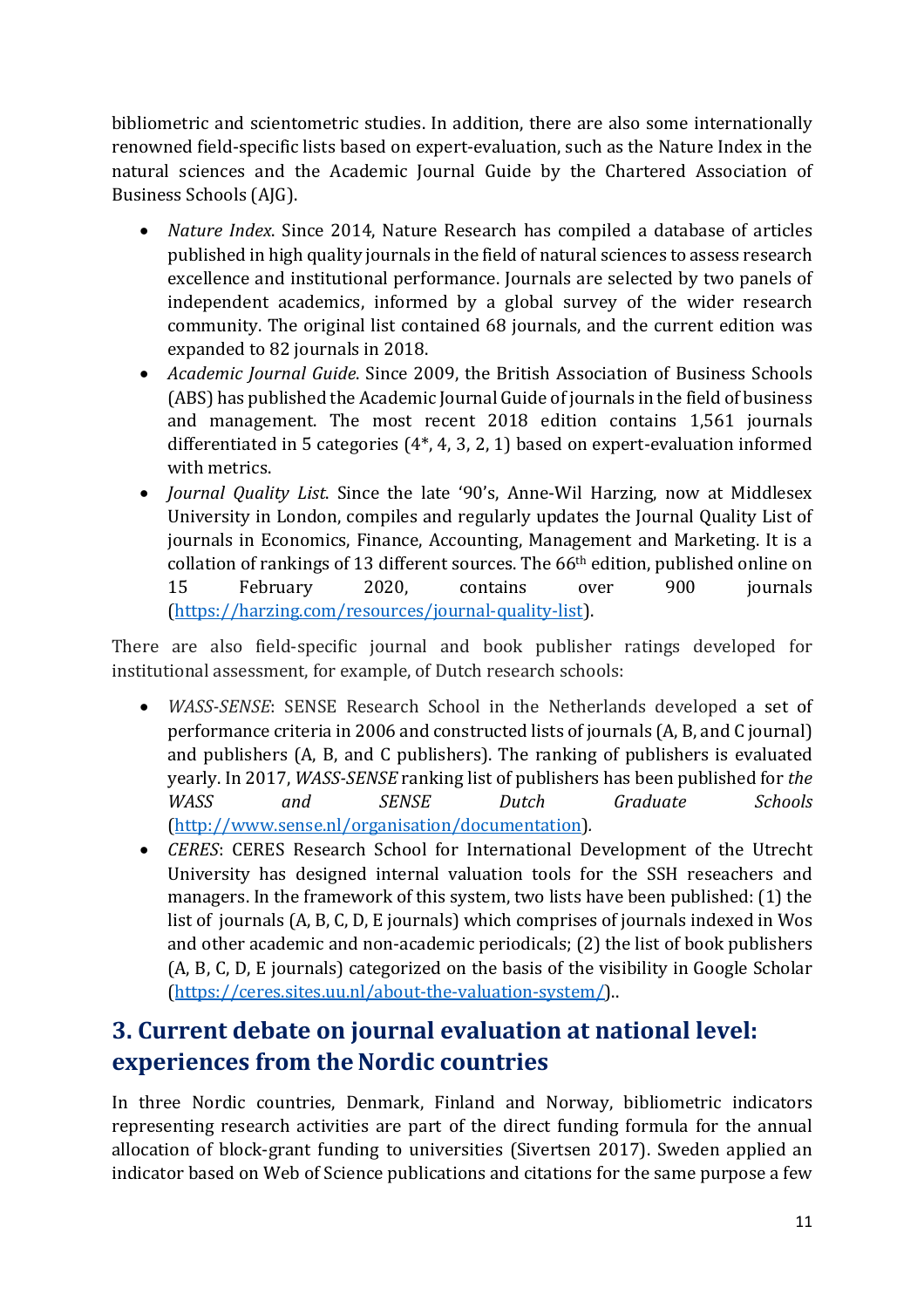bibliometric and scientometric studies. In addition, there are also some internationally renowned field-specific lists based on expert-evaluation, such as the Nature Index in the natural sciences and the Academic Journal Guide by the Chartered Association of Business Schools (AJG).

- *Nature Index*. Since 2014, Nature Research has compiled a database of articles published in high quality journals in the field of natural sciences to assess research excellence and institutional performance. Journals are selected by two panels of independent academics, informed by a global survey of the wider research community. The original list contained 68 journals, and the current edition was expanded to 82 journals in 2018.
- *Academic Journal Guide*. Since 2009, the British Association of Business Schools (ABS) has published the Academic Journal Guide of journals in the field of business and management. The most recent 2018 edition contains 1,561 journals differentiated in 5 categories (4*, 4, 3, 2, 1) based on expert-evaluation informed with metrics.
- *Journal Quality List*. Since the late '90's, Anne-Wil Harzing, now at Middlesex University in London, compiles and regularly updates the Journal Quality List of journals in Economics, Finance, Accounting, Management and Marketing. It is a collation of rankings of 13 different sources. The 66th edition, published online on 15 February 2020, contains over 900 journals (https://harzing.com/resources/journal-quality-list).

There are also field-specific journal and book publisher ratings developed for institutional assessment, for example, of Dutch research schools:

- *WASS-SENSE*: SENSE Research School in the Netherlands developed a set of performance criteria in 2006 and constructed lists of journals (A, B, and C journal) and publishers (A, B, and C publishers). The ranking of publishers is evaluated yearly. In 2017, *WASS-SENSE* ranking list of publishers has been published for *the WASS and SENSE Dutch Graduate Schools* (http://www.sense.nl/organisation/documentation).
- *CERES*: CERES Research School for International Development of the Utrecht University has designed internal valuation tools for the SSH reseachers and managers. In the framework of this system, two lists have been published: (1) the list of journals (A, B, C, D, E journals) which comprises of journals indexed in Wos and other academic and non-academic periodicals; (2) the list of book publishers (A, B, C, D, E journals) categorized on the basis of the visibility in Google Scholar (https://ceres.sites.uu.nl/about-the-valuation-system/)..

## 3. Current debate on journal evaluation at national level: experiences from the Nordic countries

In three Nordic countries, Denmark, Finland and Norway, bibliometric indicators representing research activities are part of the direct funding formula for the annual allocation of block-grant funding to universities (Sivertsen 2017). Sweden applied an indicator based on Web of Science publications and citations for the same purpose a few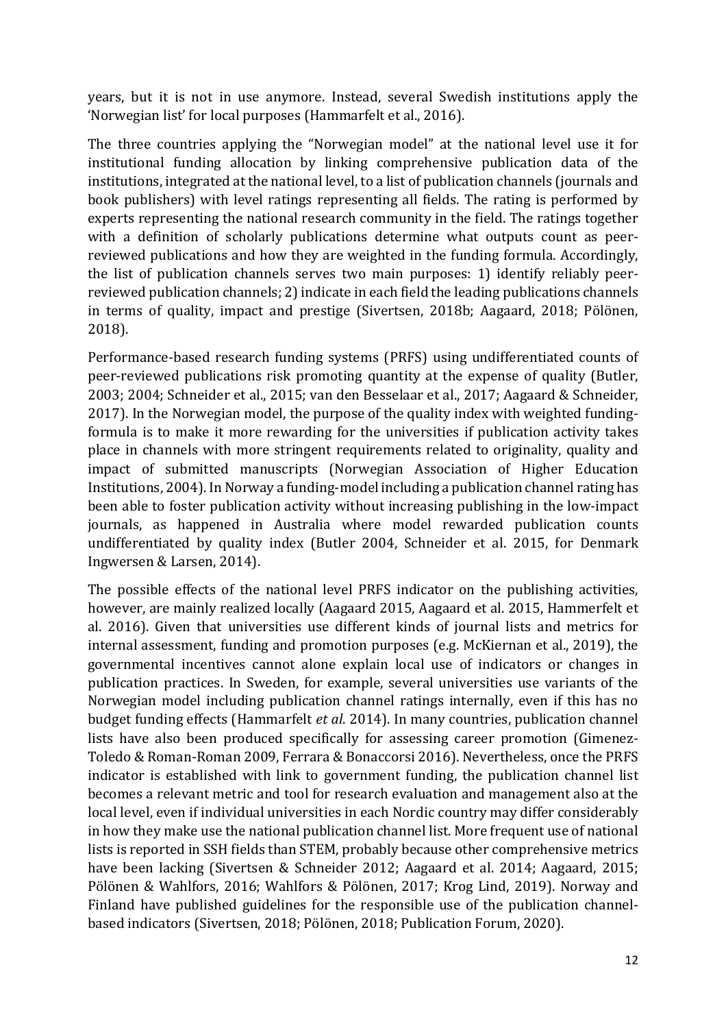years, but it is not in use anymore. Instead, several Swedish institutions apply the 'Norwegian list' for local purposes (Hammarfelt et al., 2016).

The three countries applying the "Norwegian model" at the national level use it for institutional funding allocation by linking comprehensive publication data of the institutions, integrated at the national level, to a list of publication channels (journals and book publishers) with level ratings representing all fields. The rating is performed by experts representing the national research community in the field. The ratings together with a definition of scholarly publications determine what outputs count as peer-reviewed publications and how they are weighted in the funding formula. Accordingly, the list of publication channels serves two main purposes: 1) identify reliably peer-reviewed publication channels; 2) indicate in each field the leading publications channels in terms of quality, impact and prestige (Sivertsen, 2018b; Aagaard, 2018; Pölönen, 2018).

Performance-based research funding systems (PRFS) using undifferentiated counts of peer-reviewed publications risk promoting quantity at the expense of quality (Butler, 2003; 2004; Schneider et al., 2015; van den Besselaar et al., 2017; Aagaard & Schneider, 2017). In the Norwegian model, the purpose of the quality index with weighted funding-formula is to make it more rewarding for the universities if publication activity takes place in channels with more stringent requirements related to originality, quality and impact of submitted manuscripts (Norwegian Association of Higher Education Institutions, 2004). In Norway a funding-model including a publication channel rating has been able to foster publication activity without increasing publishing in the low-impact journals, as happened in Australia where model rewarded publication counts undifferentiated by quality index (Butler 2004, Schneider et al. 2015, for Denmark Ingwersen & Larsen, 2014).

The possible effects of the national level PRFS indicator on the publishing activities, however, are mainly realized locally (Aagaard 2015, Aagaard et al. 2015, Hammerfelt et al. 2016). Given that universities use different kinds of journal lists and metrics for internal assessment, funding and promotion purposes (e.g. McKiernan et al., 2019), the governmental incentives cannot alone explain local use of indicators or changes in publication practices. In Sweden, for example, several universities use variants of the Norwegian model including publication channel ratings internally, even if this has no budget funding effects (Hammarfelt *et al*. 2014). In many countries, publication channel lists have also been produced specifically for assessing career promotion (Gimenez-Toledo & Roman-Roman 2009, Ferrara & Bonaccorsi 2016). Nevertheless, once the PRFS indicator is established with link to government funding, the publication channel list becomes a relevant metric and tool for research evaluation and management also at the local level, even if individual universities in each Nordic country may differ considerably in how they make use the national publication channel list. More frequent use of national lists is reported in SSH fields than STEM, probably because other comprehensive metrics have been lacking (Sivertsen & Schneider 2012; Aagaard et al. 2014; Aagaard, 2015; Pölönen & Wahlfors, 2016; Wahlfors & Pölönen, 2017; Krog Lind, 2019). Norway and Finland have published guidelines for the responsible use of the publication channel-based indicators (Sivertsen, 2018; Pölönen, 2018; Publication Forum, 2020).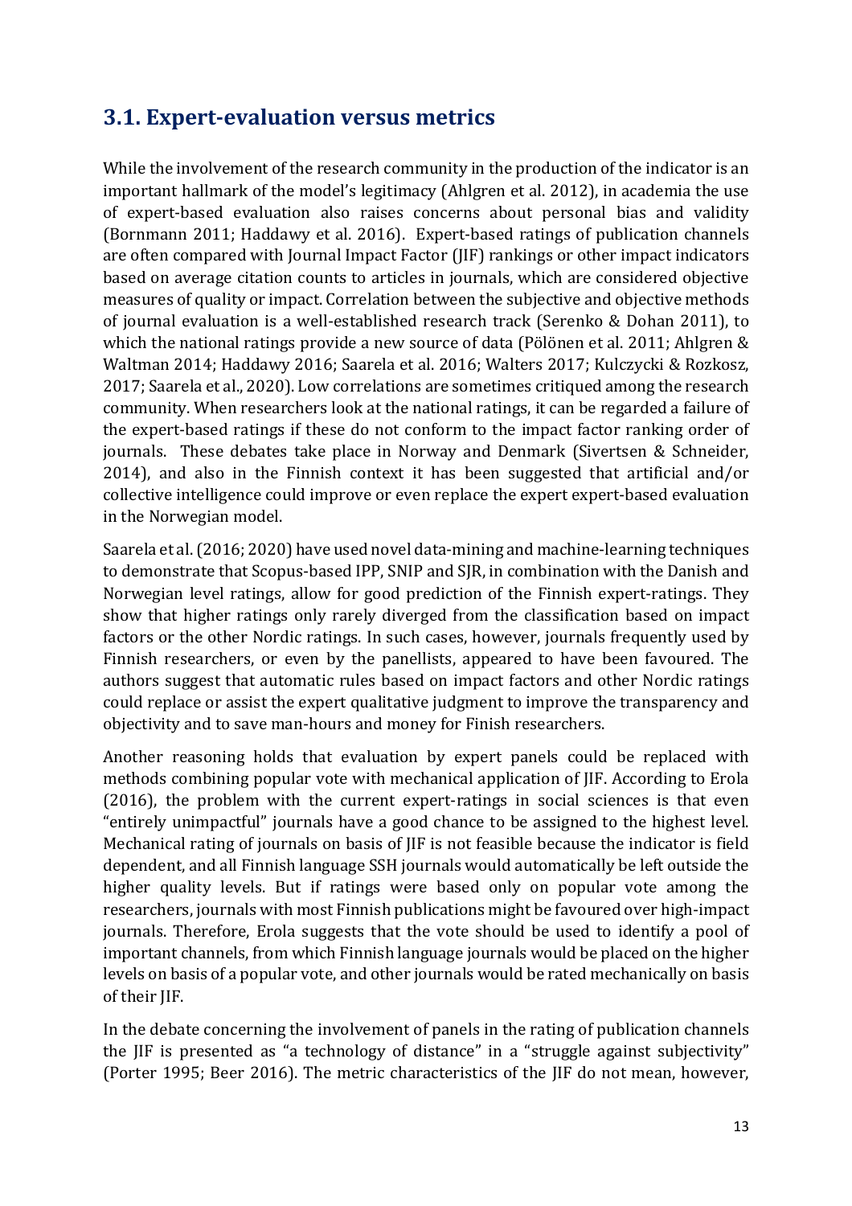## 3.1. Expert-evaluation versus metrics

While the involvement of the research community in the production of the indicator is an important hallmark of the model's legitimacy (Ahlgren et al. 2012), in academia the use of expert-based evaluation also raises concerns about personal bias and validity (Bornmann 2011; Haddawy et al. 2016). Expert-based ratings of publication channels are often compared with Journal Impact Factor (JIF) rankings or other impact indicators based on average citation counts to articles in journals, which are considered objective measures of quality or impact. Correlation between the subjective and objective methods of journal evaluation is a well-established research track (Serenko & Dohan 2011), to which the national ratings provide a new source of data (Pölönen et al. 2011; Ahlgren & Waltman 2014; Haddawy 2016; Saarela et al. 2016; Walters 2017; Kulczycki & Rozkosz, 2017; Saarela et al., 2020). Low correlations are sometimes critiqued among the research community. When researchers look at the national ratings, it can be regarded a failure of the expert-based ratings if these do not conform to the impact factor ranking order of journals. These debates take place in Norway and Denmark (Sivertsen & Schneider, 2014), and also in the Finnish context it has been suggested that artificial and/or collective intelligence could improve or even replace the expert expert-based evaluation in the Norwegian model.

Saarela et al. (2016; 2020) have used novel data-mining and machine-learning techniques to demonstrate that Scopus-based IPP, SNIP and SJR, in combination with the Danish and Norwegian level ratings, allow for good prediction of the Finnish expert-ratings. They show that higher ratings only rarely diverged from the classification based on impact factors or the other Nordic ratings. In such cases, however, journals frequently used by Finnish researchers, or even by the panellists, appeared to have been favoured. The authors suggest that automatic rules based on impact factors and other Nordic ratings could replace or assist the expert qualitative judgment to improve the transparency and objectivity and to save man-hours and money for Finish researchers.

Another reasoning holds that evaluation by expert panels could be replaced with methods combining popular vote with mechanical application of JIF. According to Erola (2016), the problem with the current expert-ratings in social sciences is that even "entirely unimpactful" journals have a good chance to be assigned to the highest level. Mechanical rating of journals on basis of JIF is not feasible because the indicator is field dependent, and all Finnish language SSH journals would automatically be left outside the higher quality levels. But if ratings were based only on popular vote among the researchers, journals with most Finnish publications might be favoured over high-impact journals. Therefore, Erola suggests that the vote should be used to identify a pool of important channels, from which Finnish language journals would be placed on the higher levels on basis of a popular vote, and other journals would be rated mechanically on basis of their JIF.

In the debate concerning the involvement of panels in the rating of publication channels the JIF is presented as "a technology of distance" in a "struggle against subjectivity" (Porter 1995; Beer 2016). The metric characteristics of the JIF do not mean, however,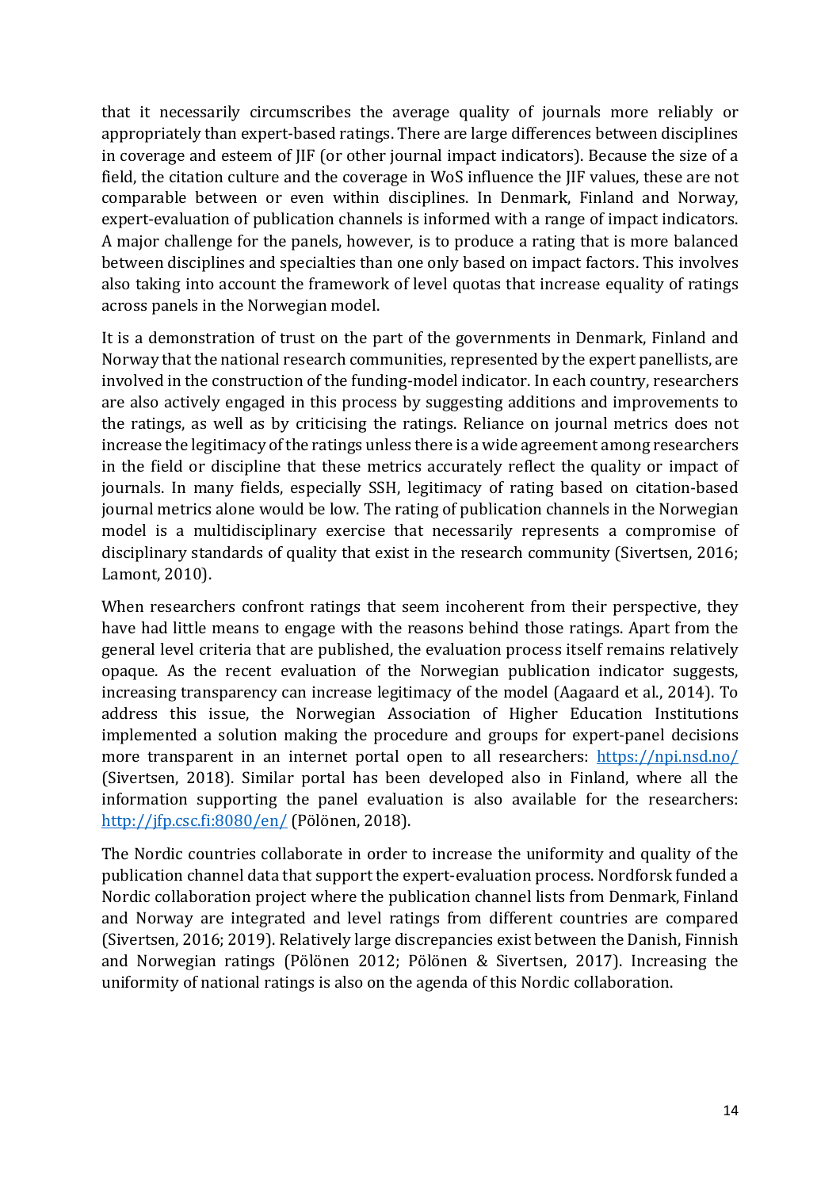that it necessarily circumscribes the average quality of journals more reliably or appropriately than expert-based ratings. There are large differences between disciplines in coverage and esteem of JIF (or other journal impact indicators). Because the size of a field, the citation culture and the coverage in WoS influence the JIF values, these are not comparable between or even within disciplines. In Denmark, Finland and Norway, expert-evaluation of publication channels is informed with a range of impact indicators. A major challenge for the panels, however, is to produce a rating that is more balanced between disciplines and specialties than one only based on impact factors. This involves also taking into account the framework of level quotas that increase equality of ratings across panels in the Norwegian model.

It is a demonstration of trust on the part of the governments in Denmark, Finland and Norway that the national research communities, represented by the expert panellists, are involved in the construction of the funding-model indicator. In each country, researchers are also actively engaged in this process by suggesting additions and improvements to the ratings, as well as by criticising the ratings. Reliance on journal metrics does not increase the legitimacy of the ratings unless there is a wide agreement among researchers in the field or discipline that these metrics accurately reflect the quality or impact of journals. In many fields, especially SSH, legitimacy of rating based on citation-based journal metrics alone would be low. The rating of publication channels in the Norwegian model is a multidisciplinary exercise that necessarily represents a compromise of disciplinary standards of quality that exist in the research community (Sivertsen, 2016; Lamont, 2010).

When researchers confront ratings that seem incoherent from their perspective, they have had little means to engage with the reasons behind those ratings. Apart from the general level criteria that are published, the evaluation process itself remains relatively opaque. As the recent evaluation of the Norwegian publication indicator suggests, increasing transparency can increase legitimacy of the model (Aagaard et al., 2014). To address this issue, the Norwegian Association of Higher Education Institutions implemented a solution making the procedure and groups for expert-panel decisions more transparent in an internet portal open to all researchers: [https://npi.nsd.no/](https://npi.nsd.no/) (Sivertsen, 2018). Similar portal has been developed also in Finland, where all the information supporting the panel evaluation is also available for the researchers: [http://jfp.csc.fi:8080/en/](http://jfp.csc.fi:8080/en/) (Pölönen, 2018).

The Nordic countries collaborate in order to increase the uniformity and quality of the publication channel data that support the expert-evaluation process. Nordforsk funded a Nordic collaboration project where the publication channel lists from Denmark, Finland and Norway are integrated and level ratings from different countries are compared (Sivertsen, 2016; 2019). Relatively large discrepancies exist between the Danish, Finnish and Norwegian ratings (Pölönen 2012; Pölönen & Sivertsen, 2017). Increasing the uniformity of national ratings is also on the agenda of this Nordic collaboration.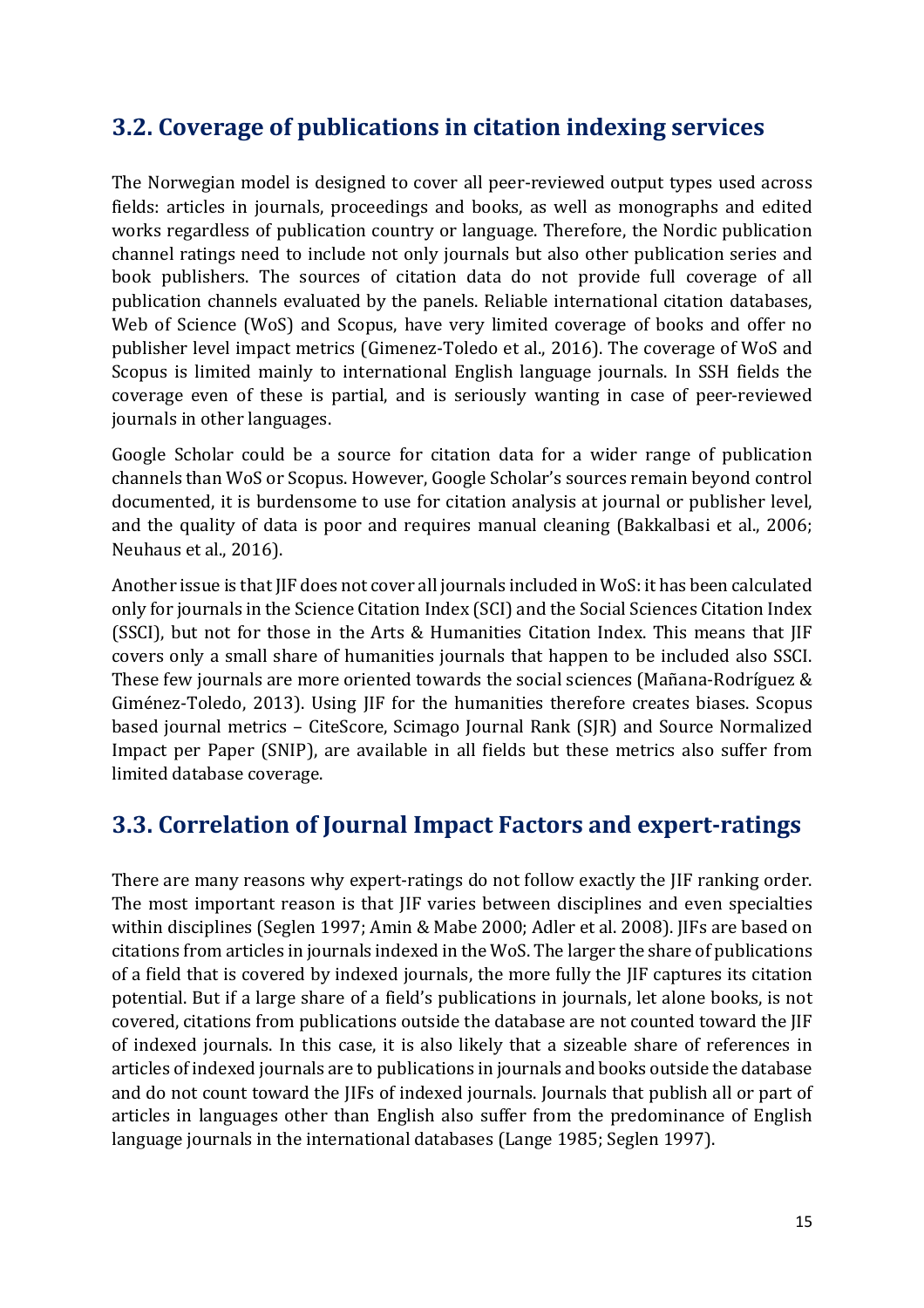## 3.2. Coverage of publications in citation indexing services

The Norwegian model is designed to cover all peer-reviewed output types used across fields: articles in journals, proceedings and books, as well as monographs and edited works regardless of publication country or language. Therefore, the Nordic publication channel ratings need to include not only journals but also other publication series and book publishers. The sources of citation data do not provide full coverage of all publication channels evaluated by the panels. Reliable international citation databases, Web of Science (WoS) and Scopus, have very limited coverage of books and offer no publisher level impact metrics (Gimenez-Toledo et al., 2016). The coverage of WoS and Scopus is limited mainly to international English language journals. In SSH fields the coverage even of these is partial, and is seriously wanting in case of peer-reviewed journals in other languages.

Google Scholar could be a source for citation data for a wider range of publication channels than WoS or Scopus. However, Google Scholar's sources remain beyond control documented, it is burdensome to use for citation analysis at journal or publisher level, and the quality of data is poor and requires manual cleaning (Bakkalbasi et al., 2006; Neuhaus et al., 2016).

Another issue is that JIF does not cover all journals included in WoS: it has been calculated only for journals in the Science Citation Index (SCI) and the Social Sciences Citation Index (SSCI), but not for those in the Arts & Humanities Citation Index. This means that JIF covers only a small share of humanities journals that happen to be included also SSCI. These few journals are more oriented towards the social sciences (Mañana-Rodríguez & Giménez-Toledo, 2013). Using JIF for the humanities therefore creates biases. Scopus based journal metrics – CiteScore, Scimago Journal Rank (SJR) and Source Normalized Impact per Paper (SNIP), are available in all fields but these metrics also suffer from limited database coverage.

## 3.3. Correlation of Journal Impact Factors and expert-ratings

There are many reasons why expert-ratings do not follow exactly the JIF ranking order. The most important reason is that JIF varies between disciplines and even specialties within disciplines (Seglen 1997; Amin & Mabe 2000; Adler et al. 2008). JIFs are based on citations from articles in journals indexed in the WoS. The larger the share of publications of a field that is covered by indexed journals, the more fully the JIF captures its citation potential. But if a large share of a field's publications in journals, let alone books, is not covered, citations from publications outside the database are not counted toward the JIF of indexed journals. In this case, it is also likely that a sizeable share of references in articles of indexed journals are to publications in journals and books outside the database and do not count toward the JIFs of indexed journals. Journals that publish all or part of articles in languages other than English also suffer from the predominance of English language journals in the international databases (Lange 1985; Seglen 1997).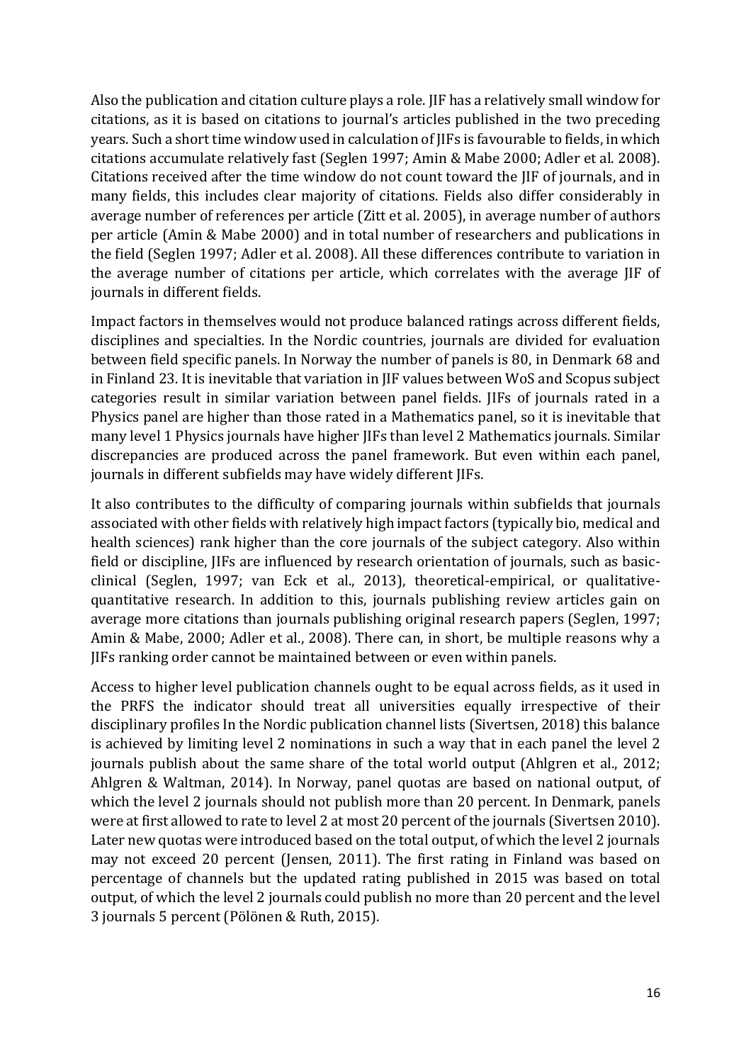Also the publication and citation culture plays a role. JIF has a relatively small window for citations, as it is based on citations to journal's articles published in the two preceding years. Such a short time window used in calculation of JIFs is favourable to fields, in which citations accumulate relatively fast (Seglen 1997; Amin & Mabe 2000; Adler et al. 2008). Citations received after the time window do not count toward the JIF of journals, and in many fields, this includes clear majority of citations. Fields also differ considerably in average number of references per article (Zitt et al. 2005), in average number of authors per article (Amin & Mabe 2000) and in total number of researchers and publications in the field (Seglen 1997; Adler et al. 2008). All these differences contribute to variation in the average number of citations per article, which correlates with the average JIF of journals in different fields.

Impact factors in themselves would not produce balanced ratings across different fields, disciplines and specialties. In the Nordic countries, journals are divided for evaluation between field specific panels. In Norway the number of panels is 80, in Denmark 68 and in Finland 23. It is inevitable that variation in JIF values between WoS and Scopus subject categories result in similar variation between panel fields. JIFs of journals rated in a Physics panel are higher than those rated in a Mathematics panel, so it is inevitable that many level 1 Physics journals have higher JIFs than level 2 Mathematics journals. Similar discrepancies are produced across the panel framework. But even within each panel, journals in different subfields may have widely different JIFs.

It also contributes to the difficulty of comparing journals within subfields that journals associated with other fields with relatively high impact factors (typically bio, medical and health sciences) rank higher than the core journals of the subject category. Also within field or discipline, JIFs are influenced by research orientation of journals, such as basic-clinical (Seglen, 1997; van Eck et al., 2013), theoretical-empirical, or qualitative-quantitative research. In addition to this, journals publishing review articles gain on average more citations than journals publishing original research papers (Seglen, 1997; Amin & Mabe, 2000; Adler et al., 2008). There can, in short, be multiple reasons why a JIFs ranking order cannot be maintained between or even within panels.

Access to higher level publication channels ought to be equal across fields, as it used in the PRFS the indicator should treat all universities equally irrespective of their disciplinary profiles In the Nordic publication channel lists (Sivertsen, 2018) this balance is achieved by limiting level 2 nominations in such a way that in each panel the level 2 journals publish about the same share of the total world output (Ahlgren et al., 2012; Ahlgren & Waltman, 2014). In Norway, panel quotas are based on national output, of which the level 2 journals should not publish more than 20 percent. In Denmark, panels were at first allowed to rate to level 2 at most 20 percent of the journals (Sivertsen 2010). Later new quotas were introduced based on the total output, of which the level 2 journals may not exceed 20 percent (Jensen, 2011). The first rating in Finland was based on percentage of channels but the updated rating published in 2015 was based on total output, of which the level 2 journals could publish no more than 20 percent and the level 3 journals 5 percent (Pölönen & Ruth, 2015).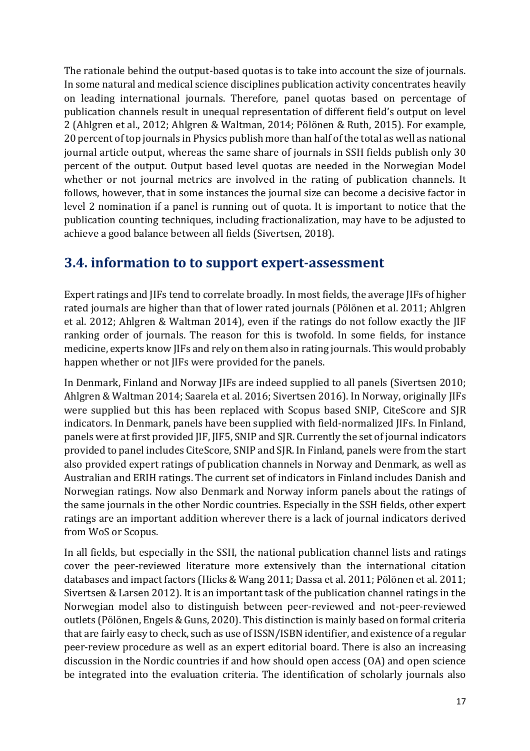The rationale behind the output-based quotas is to take into account the size of journals. In some natural and medical science disciplines publication activity concentrates heavily on leading international journals. Therefore, panel quotas based on percentage of publication channels result in unequal representation of different field's output on level 2 (Ahlgren et al., 2012; Ahlgren & Waltman, 2014; Pölönen & Ruth, 2015). For example, 20 percent of top journals in Physics publish more than half of the total as well as national journal article output, whereas the same share of journals in SSH fields publish only 30 percent of the output. Output based level quotas are needed in the Norwegian Model whether or not journal metrics are involved in the rating of publication channels. It follows, however, that in some instances the journal size can become a decisive factor in level 2 nomination if a panel is running out of quota. It is important to notice that the publication counting techniques, including fractionalization, may have to be adjusted to achieve a good balance between all fields (Sivertsen, 2018).

## 3.4. information to to support expert-assessment

Expert ratings and JIFs tend to correlate broadly. In most fields, the average JIFs of higher rated journals are higher than that of lower rated journals (Pölönen et al. 2011; Ahlgren et al. 2012; Ahlgren & Waltman 2014), even if the ratings do not follow exactly the JIF ranking order of journals. The reason for this is twofold. In some fields, for instance medicine, experts know JIFs and rely on them also in rating journals. This would probably happen whether or not JIFs were provided for the panels.

In Denmark, Finland and Norway JIFs are indeed supplied to all panels (Sivertsen 2010; Ahlgren & Waltman 2014; Saarela et al. 2016; Sivertsen 2016). In Norway, originally JIFs were supplied but this has been replaced with Scopus based SNIP, CiteScore and SJR indicators. In Denmark, panels have been supplied with field-normalized JIFs. In Finland, panels were at first provided JIF, JIF5, SNIP and SJR. Currently the set of journal indicators provided to panel includes CiteScore, SNIP and SJR. In Finland, panels were from the start also provided expert ratings of publication channels in Norway and Denmark, as well as Australian and ERIH ratings. The current set of indicators in Finland includes Danish and Norwegian ratings. Now also Denmark and Norway inform panels about the ratings of the same journals in the other Nordic countries. Especially in the SSH fields, other expert ratings are an important addition wherever there is a lack of journal indicators derived from WoS or Scopus.

In all fields, but especially in the SSH, the national publication channel lists and ratings cover the peer-reviewed literature more extensively than the international citation databases and impact factors (Hicks & Wang 2011; Dassa et al. 2011; Pölönen et al. 2011; Sivertsen & Larsen 2012). It is an important task of the publication channel ratings in the Norwegian model also to distinguish between peer-reviewed and not-peer-reviewed outlets (Pölönen, Engels & Guns, 2020). This distinction is mainly based on formal criteria that are fairly easy to check, such as use of ISSN/ISBN identifier, and existence of a regular peer-review procedure as well as an expert editorial board. There is also an increasing discussion in the Nordic countries if and how should open access (OA) and open science be integrated into the evaluation criteria. The identification of scholarly journals also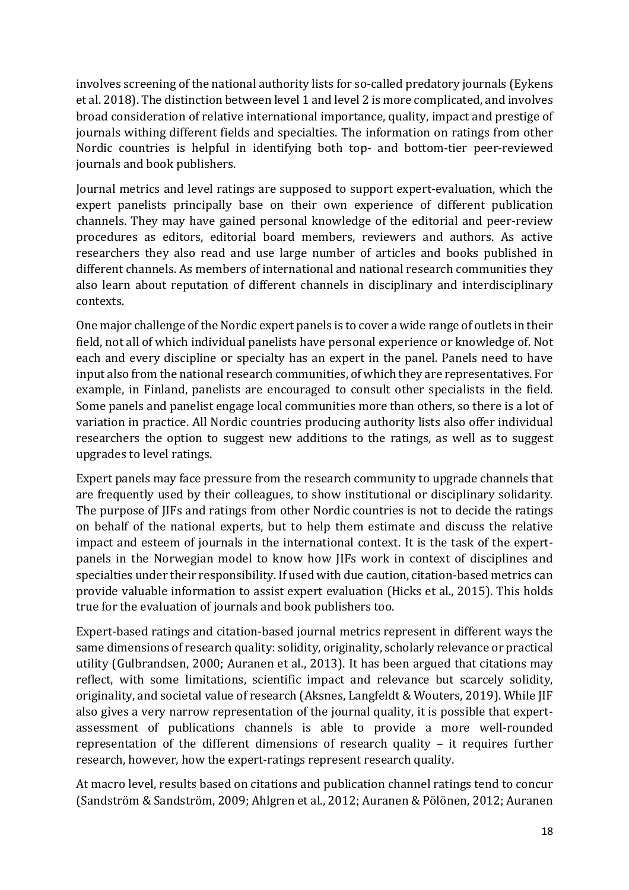involves screening of the national authority lists for so-called predatory journals (Eykens et al. 2018). The distinction between level 1 and level 2 is more complicated, and involves broad consideration of relative international importance, quality, impact and prestige of journals withing different fields and specialties. The information on ratings from other Nordic countries is helpful in identifying both top- and bottom-tier peer-reviewed journals and book publishers.

Journal metrics and level ratings are supposed to support expert-evaluation, which the expert panelists principally base on their own experience of different publication channels. They may have gained personal knowledge of the editorial and peer-review procedures as editors, editorial board members, reviewers and authors. As active researchers they also read and use large number of articles and books published in different channels. As members of international and national research communities they also learn about reputation of different channels in disciplinary and interdisciplinary contexts.

One major challenge of the Nordic expert panels is to cover a wide range of outlets in their field, not all of which individual panelists have personal experience or knowledge of. Not each and every discipline or specialty has an expert in the panel. Panels need to have input also from the national research communities, of which they are representatives. For example, in Finland, panelists are encouraged to consult other specialists in the field. Some panels and panelist engage local communities more than others, so there is a lot of variation in practice. All Nordic countries producing authority lists also offer individual researchers the option to suggest new additions to the ratings, as well as to suggest upgrades to level ratings.

Expert panels may face pressure from the research community to upgrade channels that are frequently used by their colleagues, to show institutional or disciplinary solidarity. The purpose of JIFs and ratings from other Nordic countries is not to decide the ratings on behalf of the national experts, but to help them estimate and discuss the relative impact and esteem of journals in the international context. It is the task of the expert-panels in the Norwegian model to know how JIFs work in context of disciplines and specialties under their responsibility. If used with due caution, citation-based metrics can provide valuable information to assist expert evaluation (Hicks et al., 2015). This holds true for the evaluation of journals and book publishers too.

Expert-based ratings and citation-based journal metrics represent in different ways the same dimensions of research quality: solidity, originality, scholarly relevance or practical utility (Gulbrandsen, 2000; Auranen et al., 2013). It has been argued that citations may reflect, with some limitations, scientific impact and relevance but scarcely solidity, originality, and societal value of research (Aksnes, Langfeldt & Wouters, 2019). While JIF also gives a very narrow representation of the journal quality, it is possible that expert-assessment of publications channels is able to provide a more well-rounded representation of the different dimensions of research quality – it requires further research, however, how the expert-ratings represent research quality.

At macro level, results based on citations and publication channel ratings tend to concur (Sandström & Sandström, 2009; Ahlgren et al., 2012; Auranen & Pölönen, 2012; Auranen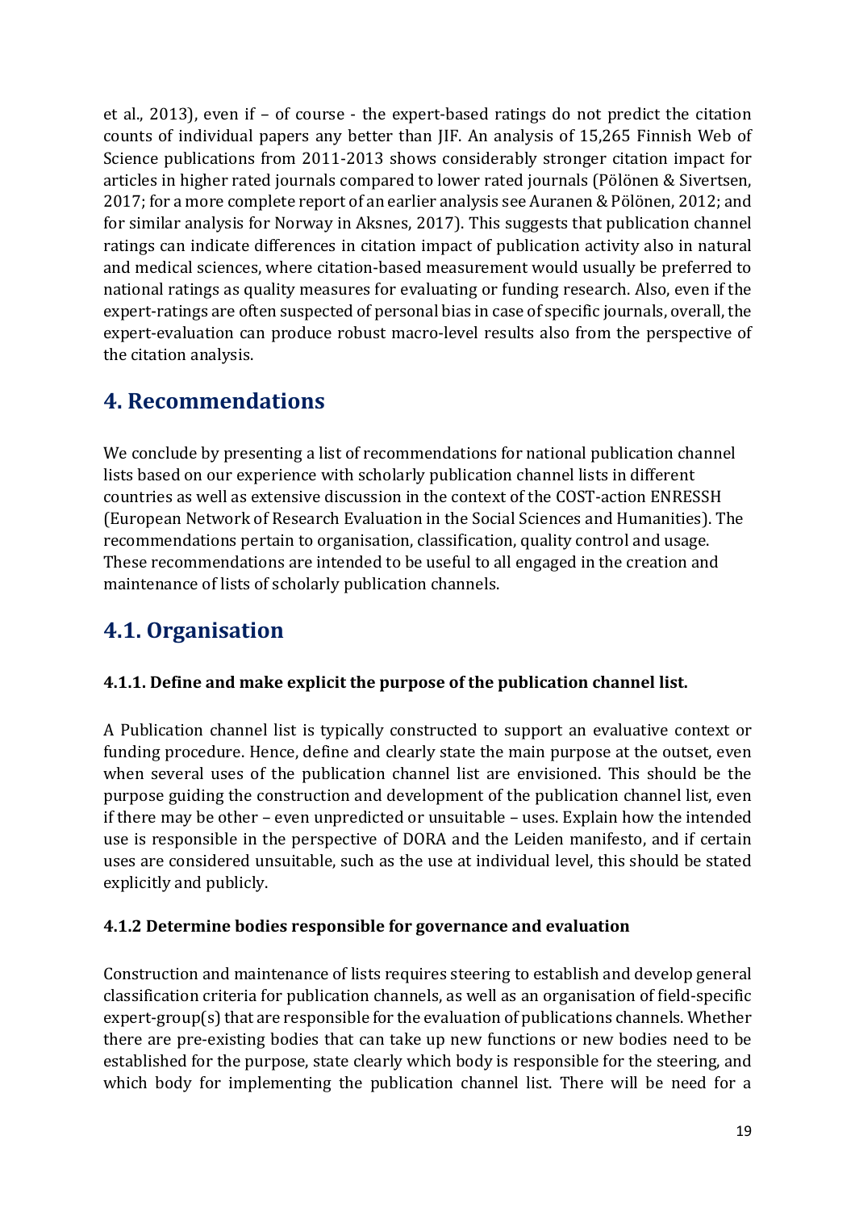et al., 2013), even if – of course - the expert-based ratings do not predict the citation counts of individual papers any better than JIF. An analysis of 15,265 Finnish Web of Science publications from 2011-2013 shows considerably stronger citation impact for articles in higher rated journals compared to lower rated journals (Pölönen & Sivertsen, 2017; for a more complete report of an earlier analysis see Auranen & Pölönen, 2012; and for similar analysis for Norway in Aksnes, 2017). This suggests that publication channel ratings can indicate differences in citation impact of publication activity also in natural and medical sciences, where citation-based measurement would usually be preferred to national ratings as quality measures for evaluating or funding research. Also, even if the expert-ratings are often suspected of personal bias in case of specific journals, overall, the expert-evaluation can produce robust macro-level results also from the perspective of the citation analysis.

# 4. Recommendations

We conclude by presenting a list of recommendations for national publication channel lists based on our experience with scholarly publication channel lists in different countries as well as extensive discussion in the context of the COST-action ENRESSH (European Network of Research Evaluation in the Social Sciences and Humanities). The recommendations pertain to organisation, classification, quality control and usage. These recommendations are intended to be useful to all engaged in the creation and maintenance of lists of scholarly publication channels.

## 4.1. Organisation

### 4.1.1. Define and make explicit the purpose of the publication channel list.

A Publication channel list is typically constructed to support an evaluative context or funding procedure. Hence, define and clearly state the main purpose at the outset, even when several uses of the publication channel list are envisioned. This should be the purpose guiding the construction and development of the publication channel list, even if there may be other – even unpredicted or unsuitable – uses. Explain how the intended use is responsible in the perspective of DORA and the Leiden manifesto, and if certain uses are considered unsuitable, such as the use at individual level, this should be stated explicitly and publicly.

### 4.1.2 Determine bodies responsible for governance and evaluation

Construction and maintenance of lists requires steering to establish and develop general classification criteria for publication channels, as well as an organisation of field-specific expert-group(s) that are responsible for the evaluation of publications channels. Whether there are pre-existing bodies that can take up new functions or new bodies need to be established for the purpose, state clearly which body is responsible for the steering, and which body for implementing the publication channel list. There will be need for a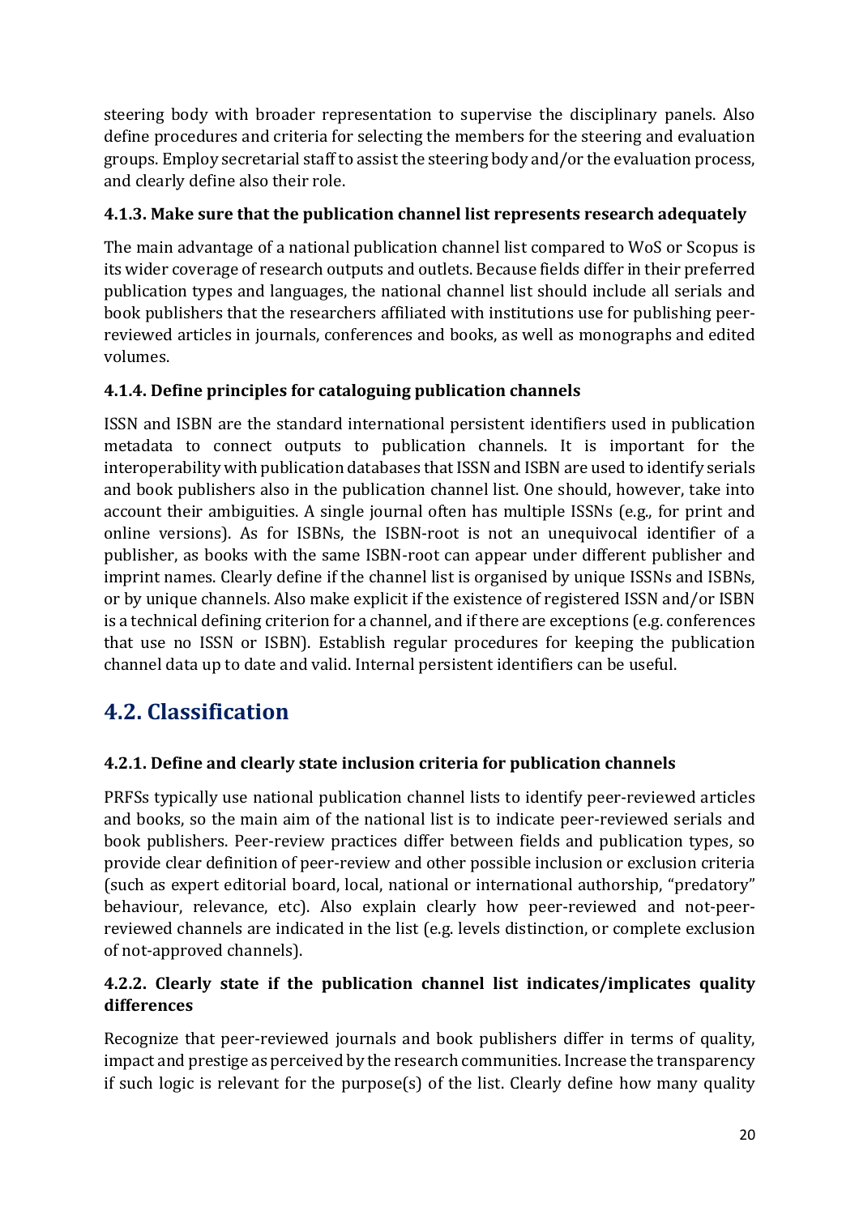steering body with broader representation to supervise the disciplinary panels. Also define procedures and criteria for selecting the members for the steering and evaluation groups. Employ secretarial staff to assist the steering body and/or the evaluation process, and clearly define also their role.

### 4.1.3. Make sure that the publication channel list represents research adequately

The main advantage of a national publication channel list compared to WoS or Scopus is its wider coverage of research outputs and outlets. Because fields differ in their preferred publication types and languages, the national channel list should include all serials and book publishers that the researchers affiliated with institutions use for publishing peer-reviewed articles in journals, conferences and books, as well as monographs and edited volumes.

### 4.1.4. Define principles for cataloguing publication channels

ISSN and ISBN are the standard international persistent identifiers used in publication metadata to connect outputs to publication channels. It is important for the interoperability with publication databases that ISSN and ISBN are used to identify serials and book publishers also in the publication channel list. One should, however, take into account their ambiguities. A single journal often has multiple ISSNs (e.g., for print and online versions). As for ISBNs, the ISBN-root is not an unequivocal identifier of a publisher, as books with the same ISBN-root can appear under different publisher and imprint names. Clearly define if the channel list is organised by unique ISSNs and ISBNs, or by unique channels. Also make explicit if the existence of registered ISSN and/or ISBN is a technical defining criterion for a channel, and if there are exceptions (e.g. conferences that use no ISSN or ISBN). Establish regular procedures for keeping the publication channel data up to date and valid. Internal persistent identifiers can be useful.

## 4.2. Classification

### 4.2.1. Define and clearly state inclusion criteria for publication channels

PRFSs typically use national publication channel lists to identify peer-reviewed articles and books, so the main aim of the national list is to indicate peer-reviewed serials and book publishers. Peer-review practices differ between fields and publication types, so provide clear definition of peer-review and other possible inclusion or exclusion criteria (such as expert editorial board, local, national or international authorship, "predatory" behaviour, relevance, etc). Also explain clearly how peer-reviewed and not-peer-reviewed channels are indicated in the list (e.g. levels distinction, or complete exclusion of not-approved channels).

### 4.2.2. Clearly state if the publication channel list indicates/implicates quality differences

Recognize that peer-reviewed journals and book publishers differ in terms of quality, impact and prestige as perceived by the research communities. Increase the transparency if such logic is relevant for the purpose(s) of the list. Clearly define how many quality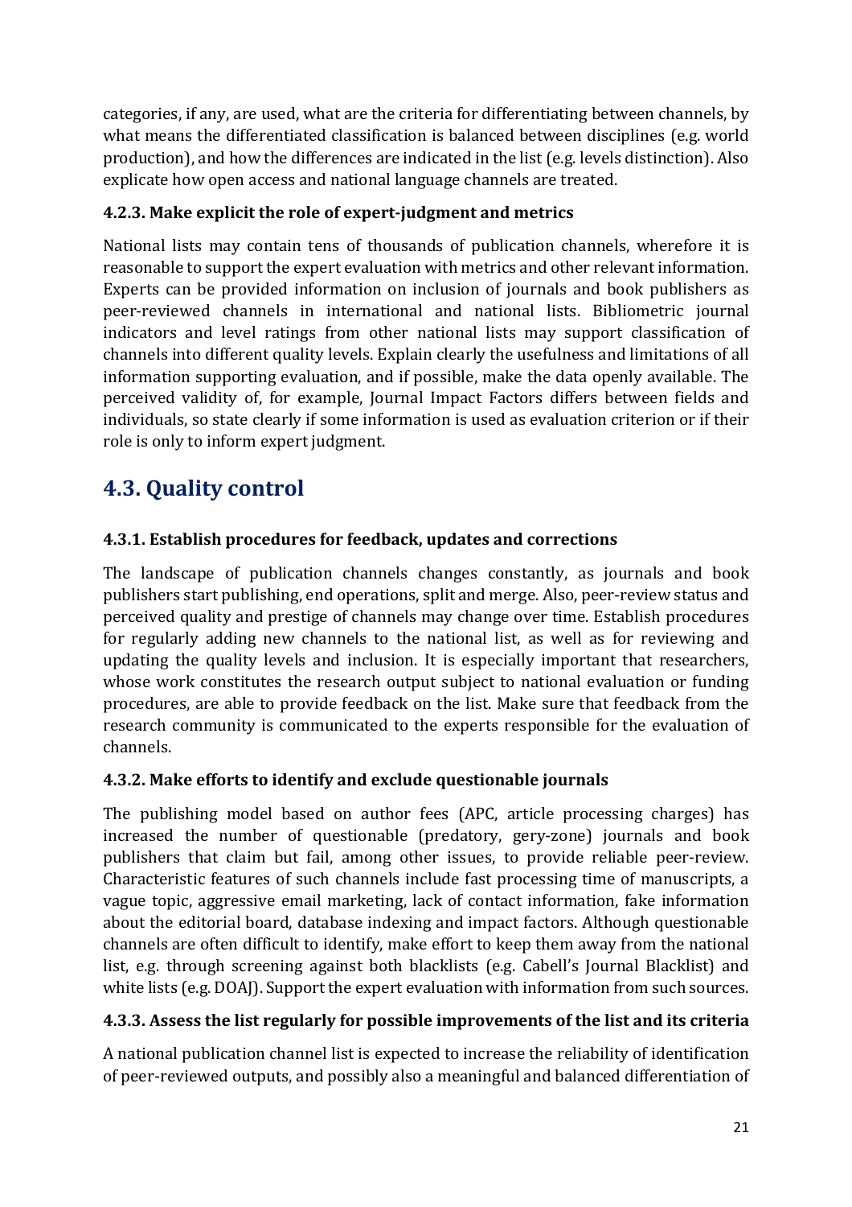categories, if any, are used, what are the criteria for differentiating between channels, by what means the differentiated classification is balanced between disciplines (e.g. world production), and how the differences are indicated in the list (e.g. levels distinction). Also explicate how open access and national language channels are treated.

### 4.2.3. Make explicit the role of expert-judgment and metrics

National lists may contain tens of thousands of publication channels, wherefore it is reasonable to support the expert evaluation with metrics and other relevant information. Experts can be provided information on inclusion of journals and book publishers as peer-reviewed channels in international and national lists. Bibliometric journal indicators and level ratings from other national lists may support classification of channels into different quality levels. Explain clearly the usefulness and limitations of all information supporting evaluation, and if possible, make the data openly available. The perceived validity of, for example, Journal Impact Factors differs between fields and individuals, so state clearly if some information is used as evaluation criterion or if their role is only to inform expert judgment.

## 4.3. Quality control

### 4.3.1. Establish procedures for feedback, updates and corrections

The landscape of publication channels changes constantly, as journals and book publishers start publishing, end operations, split and merge. Also, peer-review status and perceived quality and prestige of channels may change over time. Establish procedures for regularly adding new channels to the national list, as well as for reviewing and updating the quality levels and inclusion. It is especially important that researchers, whose work constitutes the research output subject to national evaluation or funding procedures, are able to provide feedback on the list. Make sure that feedback from the research community is communicated to the experts responsible for the evaluation of channels.

### 4.3.2. Make efforts to identify and exclude questionable journals

The publishing model based on author fees (APC, article processing charges) has increased the number of questionable (predatory, gery-zone) journals and book publishers that claim but fail, among other issues, to provide reliable peer-review. Characteristic features of such channels include fast processing time of manuscripts, a vague topic, aggressive email marketing, lack of contact information, fake information about the editorial board, database indexing and impact factors. Although questionable channels are often difficult to identify, make effort to keep them away from the national list, e.g. through screening against both blacklists (e.g. Cabell's Journal Blacklist) and white lists (e.g. DOAJ). Support the expert evaluation with information from such sources.

### 4.3.3. Assess the list regularly for possible improvements of the list and its criteria

A national publication channel list is expected to increase the reliability of identification of peer-reviewed outputs, and possibly also a meaningful and balanced differentiation of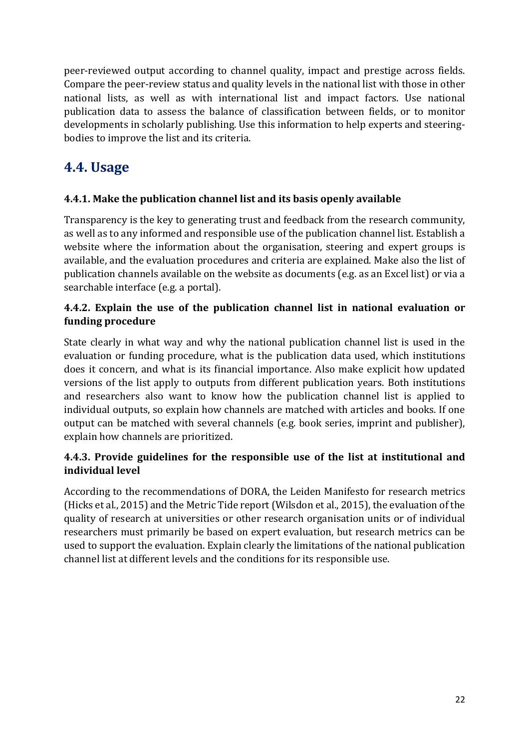peer-reviewed output according to channel quality, impact and prestige across fields. Compare the peer-review status and quality levels in the national list with those in other national lists, as well as with international list and impact factors. Use national publication data to assess the balance of classification between fields, or to monitor developments in scholarly publishing. Use this information to help experts and steering-bodies to improve the list and its criteria.

## 4.4. Usage

### 4.4.1. Make the publication channel list and its basis openly available

Transparency is the key to generating trust and feedback from the research community, as well as to any informed and responsible use of the publication channel list. Establish a website where the information about the organisation, steering and expert groups is available, and the evaluation procedures and criteria are explained. Make also the list of publication channels available on the website as documents (e.g. as an Excel list) or via a searchable interface (e.g. a portal).

### 4.4.2. Explain the use of the publication channel list in national evaluation or funding procedure

State clearly in what way and why the national publication channel list is used in the evaluation or funding procedure, what is the publication data used, which institutions does it concern, and what is its financial importance. Also make explicit how updated versions of the list apply to outputs from different publication years. Both institutions and researchers also want to know how the publication channel list is applied to individual outputs, so explain how channels are matched with articles and books. If one output can be matched with several channels (e.g. book series, imprint and publisher), explain how channels are prioritized.

### 4.4.3. Provide guidelines for the responsible use of the list at institutional and individual level

According to the recommendations of DORA, the Leiden Manifesto for research metrics (Hicks et al., 2015) and the Metric Tide report (Wilsdon et al., 2015), the evaluation of the quality of research at universities or other research organisation units or of individual researchers must primarily be based on expert evaluation, but research metrics can be used to support the evaluation. Explain clearly the limitations of the national publication channel list at different levels and the conditions for its responsible use.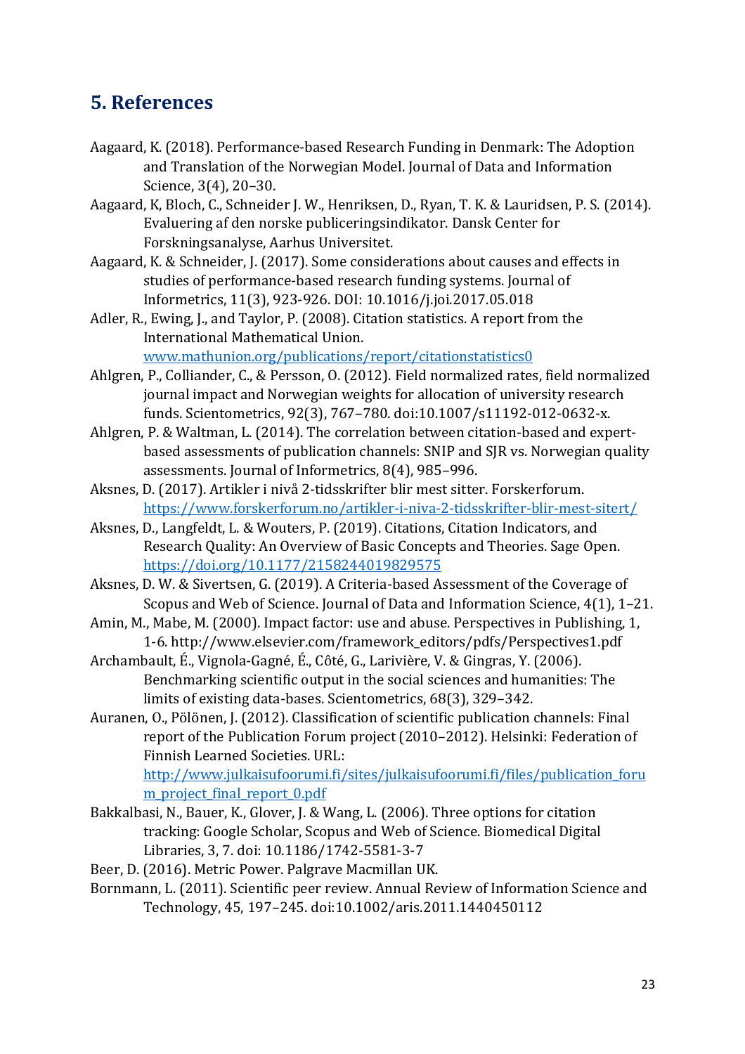## 5. References

Aagaard, K. (2018). Performance-based Research Funding in Denmark: The Adoption and Translation of the Norwegian Model. Journal of Data and Information Science, 3(4), 20–30.

Aagaard, K, Bloch, C., Schneider J. W., Henriksen, D., Ryan, T. K. & Lauridsen, P. S. (2014). Evaluering af den norske publiceringsindikator. Dansk Center for Forskningsanalyse, Aarhus Universitet.

Aagaard, K. & Schneider, J. (2017). Some considerations about causes and effects in studies of performance-based research funding systems. Journal of Informetrics, 11(3), 923-926. DOI: 10.1016/j.joi.2017.05.018

Adler, R., Ewing, J., and Taylor, P. (2008). Citation statistics. A report from the International Mathematical Union. www.mathunion.org/publications/report/citationstatistics0

Ahlgren, P., Colliander, C., & Persson, O. (2012). Field normalized rates, field normalized journal impact and Norwegian weights for allocation of university research funds. Scientometrics, 92(3), 767–780. doi:10.1007/s11192-012-0632-x.

Ahlgren, P. & Waltman, L. (2014). The correlation between citation-based and expert-based assessments of publication channels: SNIP and SJR vs. Norwegian quality assessments. Journal of Informetrics, 8(4), 985–996.

Aksnes, D. (2017). Artikler i nivå 2-tidsskrifter blir mest sitter. Forskerforum. https://www.forskerforum.no/artikler-i-niva-2-tidsskrifter-blir-mest-sitert/

Aksnes, D., Langfeldt, L. & Wouters, P. (2019). Citations, Citation Indicators, and Research Quality: An Overview of Basic Concepts and Theories. Sage Open. https://doi.org/10.1177/2158244019829575

Aksnes, D. W. & Sivertsen, G. (2019). A Criteria-based Assessment of the Coverage of Scopus and Web of Science. Journal of Data and Information Science, 4(1), 1–21.

Amin, M., Mabe, M. (2000). Impact factor: use and abuse. Perspectives in Publishing, 1, 1-6. http://www.elsevier.com/framework_editors/pdfs/Perspectives1.pdf

Archambault, É., Vignola-Gagné, É., Côté, G., Larivière, V. & Gingras, Y. (2006). Benchmarking scientific output in the social sciences and humanities: The limits of existing data-bases. Scientometrics, 68(3), 329–342.

Auranen, O., Pölönen, J. (2012). Classification of scientific publication channels: Final report of the Publication Forum project (2010–2012). Helsinki: Federation of Finnish Learned Societies. URL: http://www.julkaisufoorumi.fi/sites/julkaisufoorumi.fi/files/publication_forum_project_final_report_0.pdf

Bakkalbasi, N., Bauer, K., Glover, J. & Wang, L. (2006). Three options for citation tracking: Google Scholar, Scopus and Web of Science. Biomedical Digital Libraries, 3, 7. doi: 10.1186/1742-5581-3-7

Beer, D. (2016). Metric Power. Palgrave Macmillan UK.

Bornmann, L. (2011). Scientific peer review. Annual Review of Information Science and Technology, 45, 197–245. doi:10.1002/aris.2011.1440450112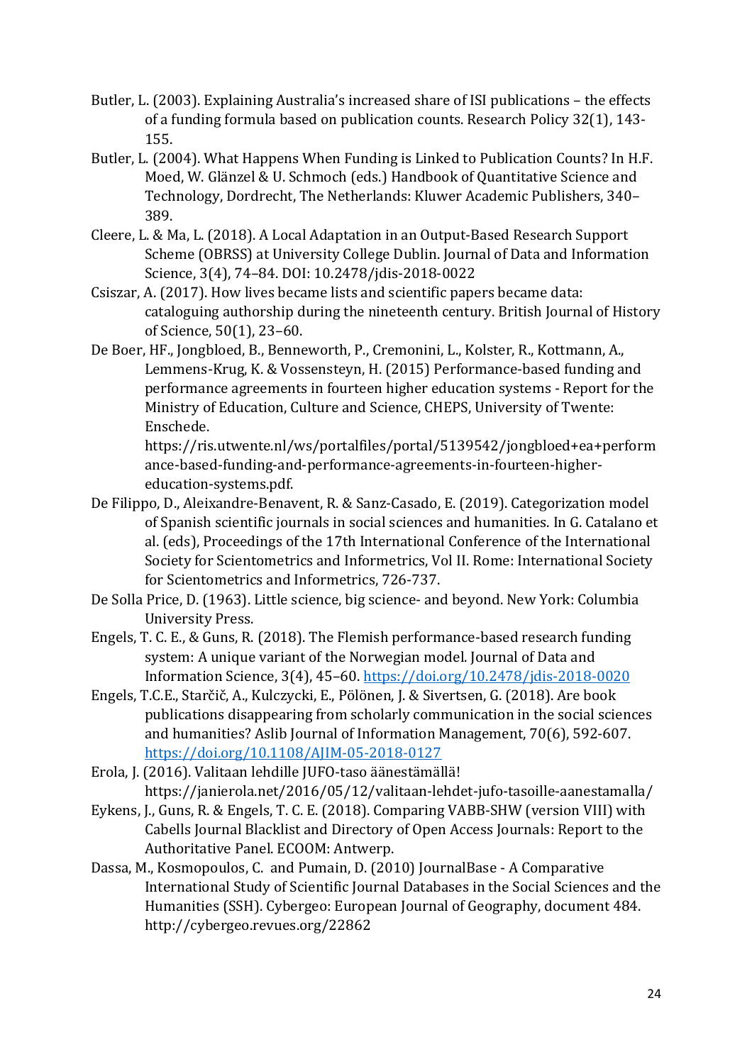Butler, L. (2003). Explaining Australia's increased share of ISI publications – the effects of a funding formula based on publication counts. Research Policy 32(1), 143-155.

Butler, L. (2004). What Happens When Funding is Linked to Publication Counts? In H.F. Moed, W. Glänzel & U. Schmoch (eds.) Handbook of Quantitative Science and Technology, Dordrecht, The Netherlands: Kluwer Academic Publishers, 340–389.

Cleere, L. & Ma, L. (2018). A Local Adaptation in an Output-Based Research Support Scheme (OBRSS) at University College Dublin. Journal of Data and Information Science, 3(4), 74–84. DOI: 10.2478/jdis-2018-0022

Csiszar, A. (2017). How lives became lists and scientific papers became data: cataloguing authorship during the nineteenth century. British Journal of History of Science, 50(1), 23–60.

De Boer, HF., Jongbloed, B., Benneworth, P., Cremonini, L., Kolster, R., Kottmann, A., Lemmens-Krug, K. & Vossensteyn, H. (2015) Performance-based funding and performance agreements in fourteen higher education systems - Report for the Ministry of Education, Culture and Science, CHEPS, University of Twente: Enschede. https://ris.utwente.nl/ws/portalfiles/portal/5139542/jongbloed+ea+performance-based-funding-and-performance-agreements-in-fourteen-higher-education-systems.pdf.

De Filippo, D., Aleixandre-Benavent, R. & Sanz-Casado, E. (2019). Categorization model of Spanish scientific journals in social sciences and humanities. In G. Catalano et al. (eds), Proceedings of the 17th International Conference of the International Society for Scientometrics and Informetrics, Vol II. Rome: International Society for Scientometrics and Informetrics, 726-737.

De Solla Price, D. (1963). Little science, big science- and beyond. New York: Columbia University Press.

Engels, T. C. E., & Guns, R. (2018). The Flemish performance-based research funding system: A unique variant of the Norwegian model. Journal of Data and Information Science, 3(4), 45–60. https://doi.org/10.2478/jdis-2018-0020

Engels, T.C.E., Starčič, A., Kulczycki, E., Pölönen, J. & Sivertsen, G. (2018). Are book publications disappearing from scholarly communication in the social sciences and humanities? Aslib Journal of Information Management, 70(6), 592-607. https://doi.org/10.1108/AJIM-05-2018-0127

Erola, J. (2016). Valitaan lehdille JUFO-taso äänestämällä! https://janierola.net/2016/05/12/valitaan-lehdet-jufo-tasoille-aanestamalla/

Eykens, J., Guns, R. & Engels, T. C. E. (2018). Comparing VABB-SHW (version VIII) with Cabells Journal Blacklist and Directory of Open Access Journals: Report to the Authoritative Panel. ECOOM: Antwerp.

Dassa, M., Kosmopoulos, C. and Pumain, D. (2010) JournalBase - A Comparative International Study of Scientific Journal Databases in the Social Sciences and the Humanities (SSH). Cybergeo: European Journal of Geography, document 484. http://cybergeo.revues.org/22862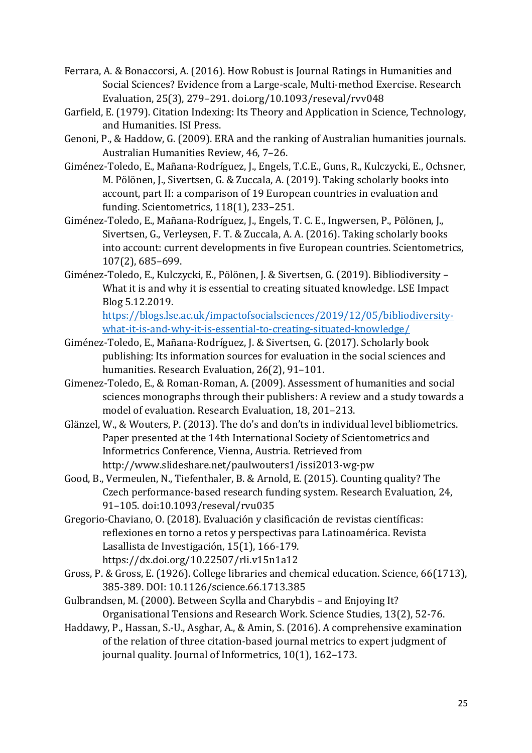Ferrara, A. & Bonaccorsi, A. (2016). How Robust is Journal Ratings in Humanities and Social Sciences? Evidence from a Large-scale, Multi-method Exercise. Research Evaluation, 25(3), 279–291. doi.org/10.1093/reseval/rvv048

Garfield, E. (1979). Citation Indexing: Its Theory and Application in Science, Technology, and Humanities. ISI Press.

Genoni, P., & Haddow, G. (2009). ERA and the ranking of Australian humanities journals. Australian Humanities Review, 46, 7–26.

Giménez-Toledo, E., Mañana-Rodríguez, J., Engels, T.C.E., Guns, R., Kulczycki, E., Ochsner, M. Pölönen, J., Sivertsen, G. & Zuccala, A. (2019). Taking scholarly books into account, part II: a comparison of 19 European countries in evaluation and funding. Scientometrics, 118(1), 233–251.

Giménez-Toledo, E., Mañana-Rodríguez, J., Engels, T. C. E., Ingwersen, P., Pölönen, J., Sivertsen, G., Verleysen, F. T. & Zuccala, A. A. (2016). Taking scholarly books into account: current developments in five European countries. Scientometrics, 107(2), 685–699.

Giménez-Toledo, E., Kulczycki, E., Pölönen, J. & Sivertsen, G. (2019). Bibliodiversity – What it is and why it is essential to creating situated knowledge. LSE Impact Blog 5.12.2019. https://blogs.lse.ac.uk/impactofsocialsciences/2019/12/05/bibliodiversity-what-it-is-and-why-it-is-essential-to-creating-situated-knowledge/

Giménez-Toledo, E., Mañana-Rodríguez, J. & Sivertsen, G. (2017). Scholarly book publishing: Its information sources for evaluation in the social sciences and humanities. Research Evaluation, 26(2), 91–101.

Gimenez-Toledo, E., & Roman-Roman, A. (2009). Assessment of humanities and social sciences monographs through their publishers: A review and a study towards a model of evaluation. Research Evaluation, 18, 201–213.

Glänzel, W., & Wouters, P. (2013). The do's and don'ts in individual level bibliometrics. Paper presented at the 14th International Society of Scientometrics and Informetrics Conference, Vienna, Austria. Retrieved from http://www.slideshare.net/paulwouters1/issi2013-wg-pw

Good, B., Vermeulen, N., Tiefenthaler, B. & Arnold, E. (2015). Counting quality? The Czech performance-based research funding system. Research Evaluation, 24, 91–105. doi:10.1093/reseval/rvu035

Gregorio-Chaviano, O. (2018). Evaluación y clasificación de revistas científicas: reflexiones en torno a retos y perspectivas para Latinoamérica. Revista Lasallista de Investigación, 15(1), 166-179. https://dx.doi.org/10.22507/rli.v15n1a12

Gross, P. & Gross, E. (1926). College libraries and chemical education. Science, 66(1713), 385-389. DOI: 10.1126/science.66.1713.385

Gulbrandsen, M. (2000). Between Scylla and Charybdis – and Enjoying It? Organisational Tensions and Research Work. Science Studies, 13(2), 52-76.

Haddawy, P., Hassan, S.-U., Asghar, A., & Amin, S. (2016). A comprehensive examination of the relation of three citation-based journal metrics to expert judgment of journal quality. Journal of Informetrics, 10(1), 162–173.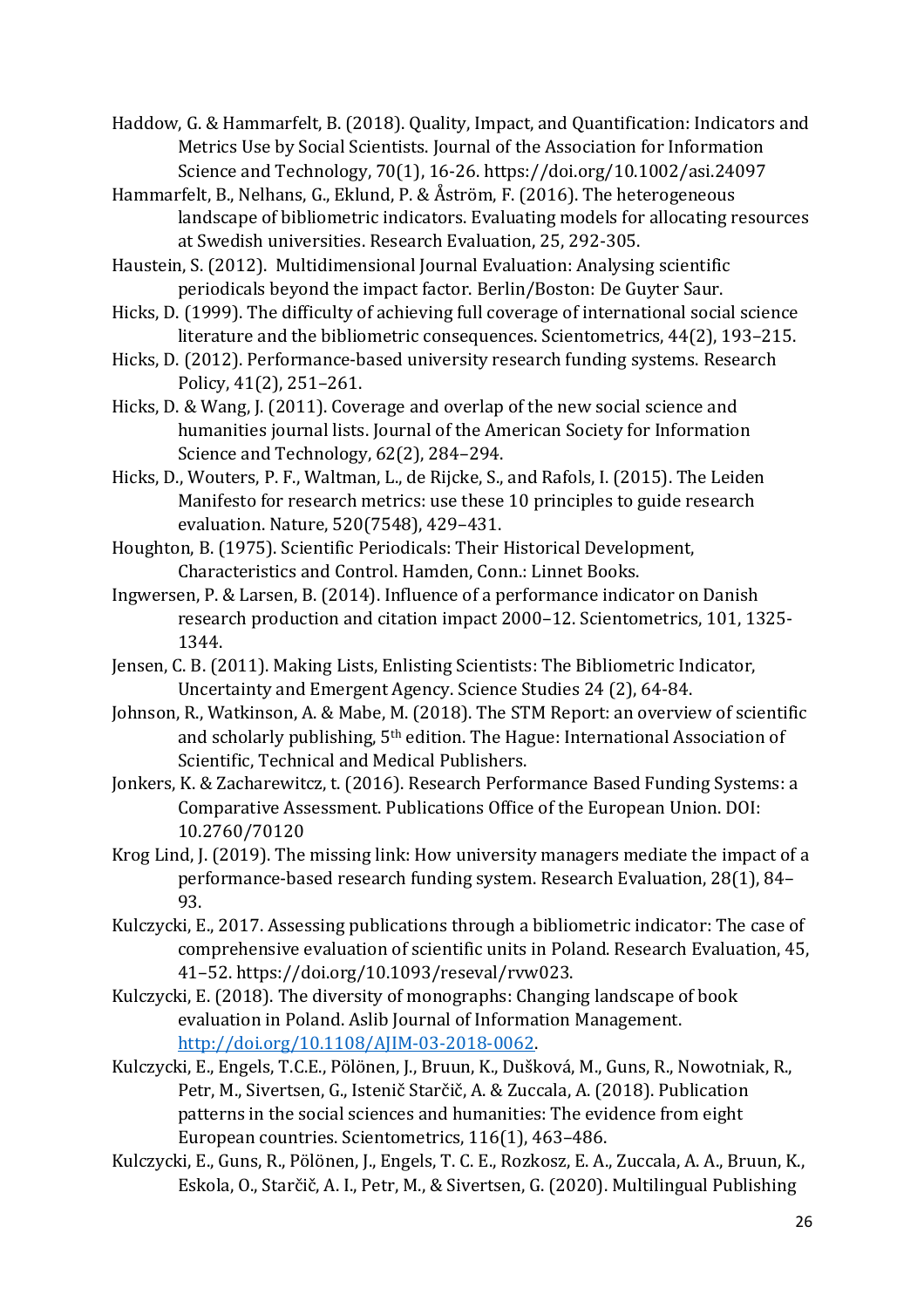Haddow, G. & Hammarfelt, B. (2018). Quality, Impact, and Quantification: Indicators and Metrics Use by Social Scientists. Journal of the Association for Information Science and Technology, 70(1), 16-26. https://doi.org/10.1002/asi.24097

Hammarfelt, B., Nelhans, G., Eklund, P. & Åström, F. (2016). The heterogeneous landscape of bibliometric indicators. Evaluating models for allocating resources at Swedish universities. Research Evaluation, 25, 292-305.

Haustein, S. (2012). Multidimensional Journal Evaluation: Analysing scientific periodicals beyond the impact factor. Berlin/Boston: De Guyter Saur.

Hicks, D. (1999). The difficulty of achieving full coverage of international social science literature and the bibliometric consequences. Scientometrics, 44(2), 193–215.

Hicks, D. (2012). Performance-based university research funding systems. Research Policy, 41(2), 251–261.

Hicks, D. & Wang, J. (2011). Coverage and overlap of the new social science and humanities journal lists. Journal of the American Society for Information Science and Technology, 62(2), 284–294.

Hicks, D., Wouters, P. F., Waltman, L., de Rijcke, S., and Rafols, I. (2015). The Leiden Manifesto for research metrics: use these 10 principles to guide research evaluation. Nature, 520(7548), 429–431.

Houghton, B. (1975). Scientific Periodicals: Their Historical Development, Characteristics and Control. Hamden, Conn.: Linnet Books.

Ingwersen, P. & Larsen, B. (2014). Influence of a performance indicator on Danish research production and citation impact 2000–12. Scientometrics, 101, 1325-1344.

Jensen, C. B. (2011). Making Lists, Enlisting Scientists: The Bibliometric Indicator, Uncertainty and Emergent Agency. Science Studies 24 (2), 64-84.

Johnson, R., Watkinson, A. & Mabe, M. (2018). The STM Report: an overview of scientific and scholarly publishing, 5th edition. The Hague: International Association of Scientific, Technical and Medical Publishers.

Jonkers, K. & Zacharewitcz, t. (2016). Research Performance Based Funding Systems: a Comparative Assessment. Publications Office of the European Union. DOI: 10.2760/70120

Krog Lind, J. (2019). The missing link: How university managers mediate the impact of a performance-based research funding system. Research Evaluation, 28(1), 84–93.

Kulczycki, E., 2017. Assessing publications through a bibliometric indicator: The case of comprehensive evaluation of scientific units in Poland. Research Evaluation, 45, 41–52. https://doi.org/10.1093/reseval/rvw023.

Kulczycki, E. (2018). The diversity of monographs: Changing landscape of book evaluation in Poland. Aslib Journal of Information Management. http://doi.org/10.1108/AJIM-03-2018-0062.

Kulczycki, E., Engels, T.C.E., Pölönen, J., Bruun, K., Dušková, M., Guns, R., Nowotniak, R., Petr, M., Sivertsen, G., Istenič Starčič, A. & Zuccala, A. (2018). Publication patterns in the social sciences and humanities: The evidence from eight European countries. Scientometrics, 116(1), 463–486.

Kulczycki, E., Guns, R., Pölönen, J., Engels, T. C. E., Rozkosz, E. A., Zuccala, A. A., Bruun, K., Eskola, O., Starčič, A. I., Petr, M., & Sivertsen, G. (2020). Multilingual Publishing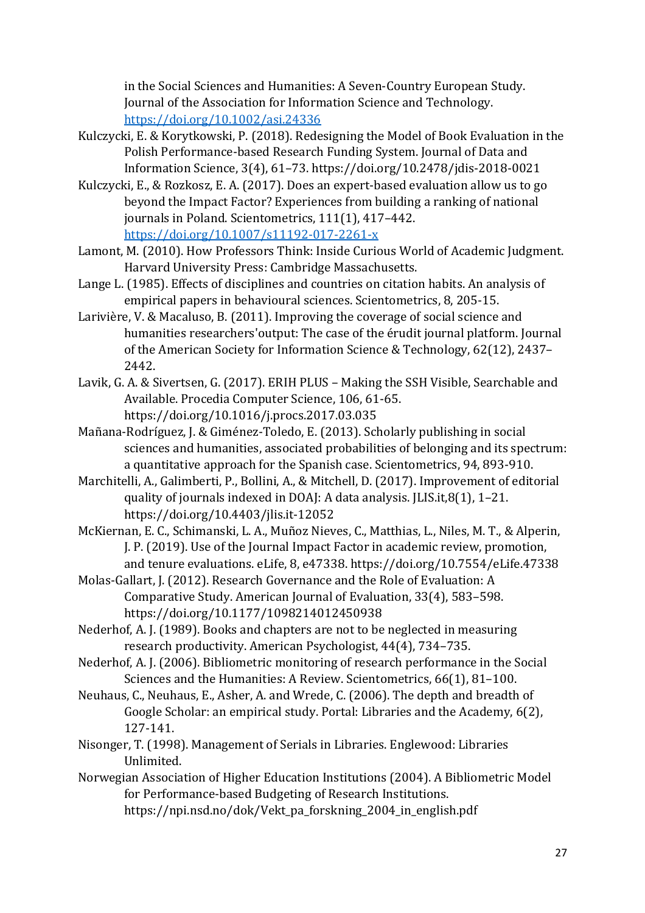in the Social Sciences and Humanities: A Seven-Country European Study. Journal of the Association for Information Science and Technology. https://doi.org/10.1002/asi.24336

Kulczycki, E. & Korytkowski, P. (2018). Redesigning the Model of Book Evaluation in the Polish Performance-based Research Funding System. Journal of Data and Information Science, 3(4), 61–73. https://doi.org/10.2478/jdis-2018-0021

Kulczycki, E., & Rozkosz, E. A. (2017). Does an expert-based evaluation allow us to go beyond the Impact Factor? Experiences from building a ranking of national journals in Poland. Scientometrics, 111(1), 417–442. https://doi.org/10.1007/s11192-017-2261-x

Lamont, M. (2010). How Professors Think: Inside Curious World of Academic Judgment. Harvard University Press: Cambridge Massachusetts.

Lange L. (1985). Effects of disciplines and countries on citation habits. An analysis of empirical papers in behavioural sciences. Scientometrics, 8, 205-15.

Larivière, V. & Macaluso, B. (2011). Improving the coverage of social science and humanities researchers'output: The case of the érudit journal platform. Journal of the American Society for Information Science & Technology, 62(12), 2437–2442.

Lavik, G. A. & Sivertsen, G. (2017). ERIH PLUS – Making the SSH Visible, Searchable and Available. Procedia Computer Science, 106, 61-65. https://doi.org/10.1016/j.procs.2017.03.035

Mañana-Rodríguez, J. & Giménez-Toledo, E. (2013). Scholarly publishing in social sciences and humanities, associated probabilities of belonging and its spectrum: a quantitative approach for the Spanish case. Scientometrics, 94, 893-910.

Marchitelli, A., Galimberti, P., Bollini, A., & Mitchell, D. (2017). Improvement of editorial quality of journals indexed in DOAJ: A data analysis. JLIS.it,8(1), 1–21. https://doi.org/10.4403/jlis.it-12052

McKiernan, E. C., Schimanski, L. A., Muñoz Nieves, C., Matthias, L., Niles, M. T., & Alperin, J. P. (2019). Use of the Journal Impact Factor in academic review, promotion, and tenure evaluations. eLife, 8, e47338. https://doi.org/10.7554/eLife.47338

Molas-Gallart, J. (2012). Research Governance and the Role of Evaluation: A Comparative Study. American Journal of Evaluation, 33(4), 583–598. https://doi.org/10.1177/1098214012450938

Nederhof, A. J. (1989). Books and chapters are not to be neglected in measuring research productivity. American Psychologist, 44(4), 734–735.

Nederhof, A. J. (2006). Bibliometric monitoring of research performance in the Social Sciences and the Humanities: A Review. Scientometrics, 66(1), 81–100.

Neuhaus, C., Neuhaus, E., Asher, A. and Wrede, C. (2006). The depth and breadth of Google Scholar: an empirical study. Portal: Libraries and the Academy, 6(2), 127-141.

Nisonger, T. (1998). Management of Serials in Libraries. Englewood: Libraries Unlimited.

Norwegian Association of Higher Education Institutions (2004). A Bibliometric Model for Performance-based Budgeting of Research Institutions. https://npi.nsd.no/dok/Vekt_pa_forskning_2004_in_english.pdf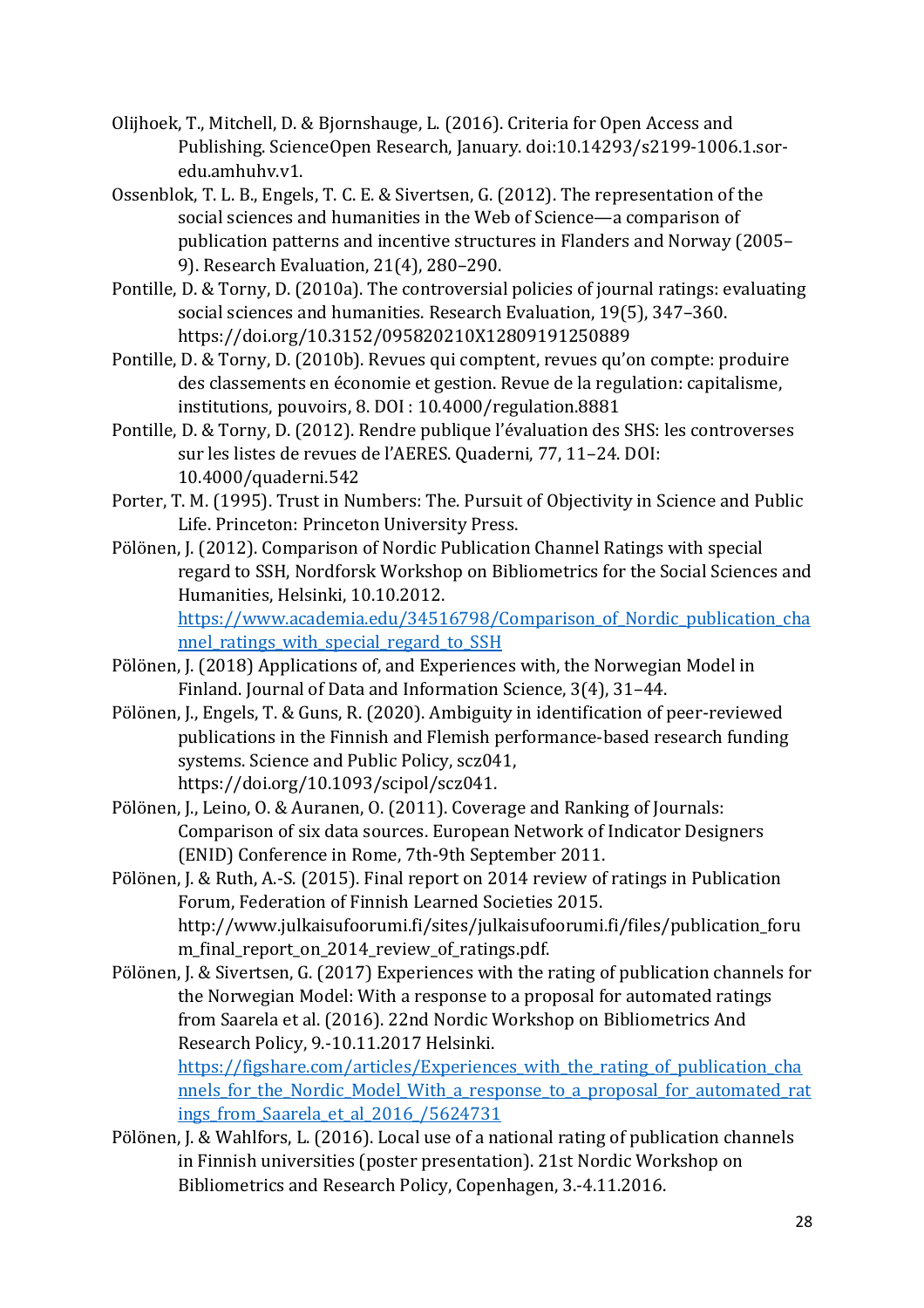Olijhoek, T., Mitchell, D. & Bjornshauge, L. (2016). Criteria for Open Access and Publishing. ScienceOpen Research, January. doi:10.14293/s2199-1006.1.sor-edu.amhuhv.v1.

Ossenblok, T. L. B., Engels, T. C. E. & Sivertsen, G. (2012). The representation of the social sciences and humanities in the Web of Science—a comparison of publication patterns and incentive structures in Flanders and Norway (2005–9). Research Evaluation, 21(4), 280–290.

Pontille, D. & Torny, D. (2010a). The controversial policies of journal ratings: evaluating social sciences and humanities. Research Evaluation, 19(5), 347–360. https://doi.org/10.3152/095820210X12809191250889

Pontille, D. & Torny, D. (2010b). Revues qui comptent, revues qu'on compte: produire des classements en économie et gestion. Revue de la regulation: capitalisme, institutions, pouvoirs, 8. DOI : 10.4000/regulation.8881

Pontille, D. & Torny, D. (2012). Rendre publique l'évaluation des SHS: les controverses sur les listes de revues de l'AERES. Quaderni, 77, 11–24. DOI: 10.4000/quaderni.542

Porter, T. M. (1995). Trust in Numbers: The. Pursuit of Objectivity in Science and Public Life. Princeton: Princeton University Press.

Pölönen, J. (2012). Comparison of Nordic Publication Channel Ratings with special regard to SSH, Nordforsk Workshop on Bibliometrics for the Social Sciences and Humanities, Helsinki, 10.10.2012. [https://www.academia.edu/34516798/Comparison_of_Nordic_publication_channel_ratings_with_special_regard_to_SSH](https://www.academia.edu/34516798/Comparison_of_Nordic_publication_channel_ratings_with_special_regard_to_SSH)

Pölönen, J. (2018) Applications of, and Experiences with, the Norwegian Model in Finland. Journal of Data and Information Science, 3(4), 31–44.

Pölönen, J., Engels, T. & Guns, R. (2020). Ambiguity in identification of peer-reviewed publications in the Finnish and Flemish performance-based research funding systems. Science and Public Policy, scz041, https://doi.org/10.1093/scipol/scz041.

Pölönen, J., Leino, O. & Auranen, O. (2011). Coverage and Ranking of Journals: Comparison of six data sources. European Network of Indicator Designers (ENID) Conference in Rome, 7th-9th September 2011.

Pölönen, J. & Ruth, A.-S. (2015). Final report on 2014 review of ratings in Publication Forum, Federation of Finnish Learned Societies 2015. http://www.julkaisufoorumi.fi/sites/julkaisufoorumi.fi/files/publication_forum_final_report_on_2014_review_of_ratings.pdf.

Pölönen, J. & Sivertsen, G. (2017) Experiences with the rating of publication channels for the Norwegian Model: With a response to a proposal for automated ratings from Saarela et al. (2016). 22nd Nordic Workshop on Bibliometrics And Research Policy, 9.-10.11.2017 Helsinki. [https://figshare.com/articles/Experiences_with_the_rating_of_publication_channels_for_the_Nordic_Model_With_a_response_to_a_proposal_for_automated_ratings_from_Saarela_et_al_2016_/5624731](https://figshare.com/articles/Experiences_with_the_rating_of_publication_channels_for_the_Nordic_Model_With_a_response_to_a_proposal_for_automated_ratings_from_Saarela_et_al_2016_/5624731)

Pölönen, J. & Wahlfors, L. (2016). Local use of a national rating of publication channels in Finnish universities (poster presentation). 21st Nordic Workshop on Bibliometrics and Research Policy, Copenhagen, 3.-4.11.2016.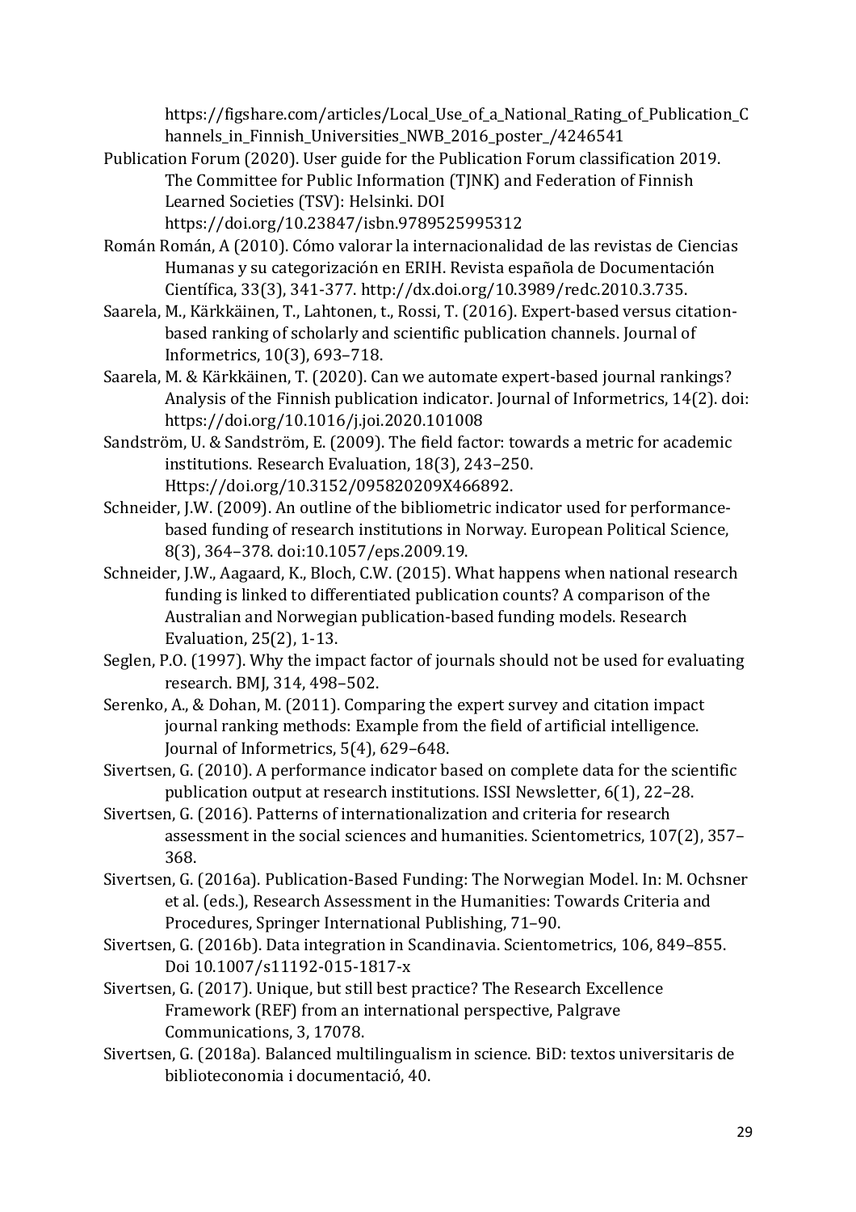https://figshare.com/articles/Local_Use_of_a_National_Rating_of_Publication_Channels_in_Finnish_Universities_NWB_2016_poster_/4246541

Publication Forum (2020). User guide for the Publication Forum classification 2019. The Committee for Public Information (TJNK) and Federation of Finnish Learned Societies (TSV): Helsinki. DOI https://doi.org/10.23847/isbn.9789525995312

Román Román, A (2010). Cómo valorar la internacionalidad de las revistas de Ciencias Humanas y su categorización en ERIH. Revista española de Documentación Científica, 33(3), 341-377. http://dx.doi.org/10.3989/redc.2010.3.735.

Saarela, M., Kärkkäinen, T., Lahtonen, t., Rossi, T. (2016). Expert-based versus citation-based ranking of scholarly and scientific publication channels. Journal of Informetrics, 10(3), 693–718.

Saarela, M. & Kärkkäinen, T. (2020). Can we automate expert-based journal rankings? Analysis of the Finnish publication indicator. Journal of Informetrics, 14(2). doi: https://doi.org/10.1016/j.joi.2020.101008

Sandström, U. & Sandström, E. (2009). The field factor: towards a metric for academic institutions. Research Evaluation, 18(3), 243–250. Https://doi.org/10.3152/095820209X466892.

Schneider, J.W. (2009). An outline of the bibliometric indicator used for performance-based funding of research institutions in Norway. European Political Science, 8(3), 364–378. doi:10.1057/eps.2009.19.

Schneider, J.W., Aagaard, K., Bloch, C.W. (2015). What happens when national research funding is linked to differentiated publication counts? A comparison of the Australian and Norwegian publication-based funding models. Research Evaluation, 25(2), 1-13.

Seglen, P.O. (1997). Why the impact factor of journals should not be used for evaluating research. BMJ, 314, 498–502.

Serenko, A., & Dohan, M. (2011). Comparing the expert survey and citation impact journal ranking methods: Example from the field of artificial intelligence. Journal of Informetrics, 5(4), 629–648.

Sivertsen, G. (2010). A performance indicator based on complete data for the scientific publication output at research institutions. ISSI Newsletter, 6(1), 22–28.

Sivertsen, G. (2016). Patterns of internationalization and criteria for research assessment in the social sciences and humanities. Scientometrics, 107(2), 357–368.

Sivertsen, G. (2016a). Publication-Based Funding: The Norwegian Model. In: M. Ochsner et al. (eds.), Research Assessment in the Humanities: Towards Criteria and Procedures, Springer International Publishing, 71–90.

Sivertsen, G. (2016b). Data integration in Scandinavia. Scientometrics, 106, 849–855. Doi 10.1007/s11192-015-1817-x

Sivertsen, G. (2017). Unique, but still best practice? The Research Excellence Framework (REF) from an international perspective, Palgrave Communications, 3, 17078.

Sivertsen, G. (2018a). Balanced multilingualism in science. BiD: textos universitaris de biblioteconomia i documentació, 40.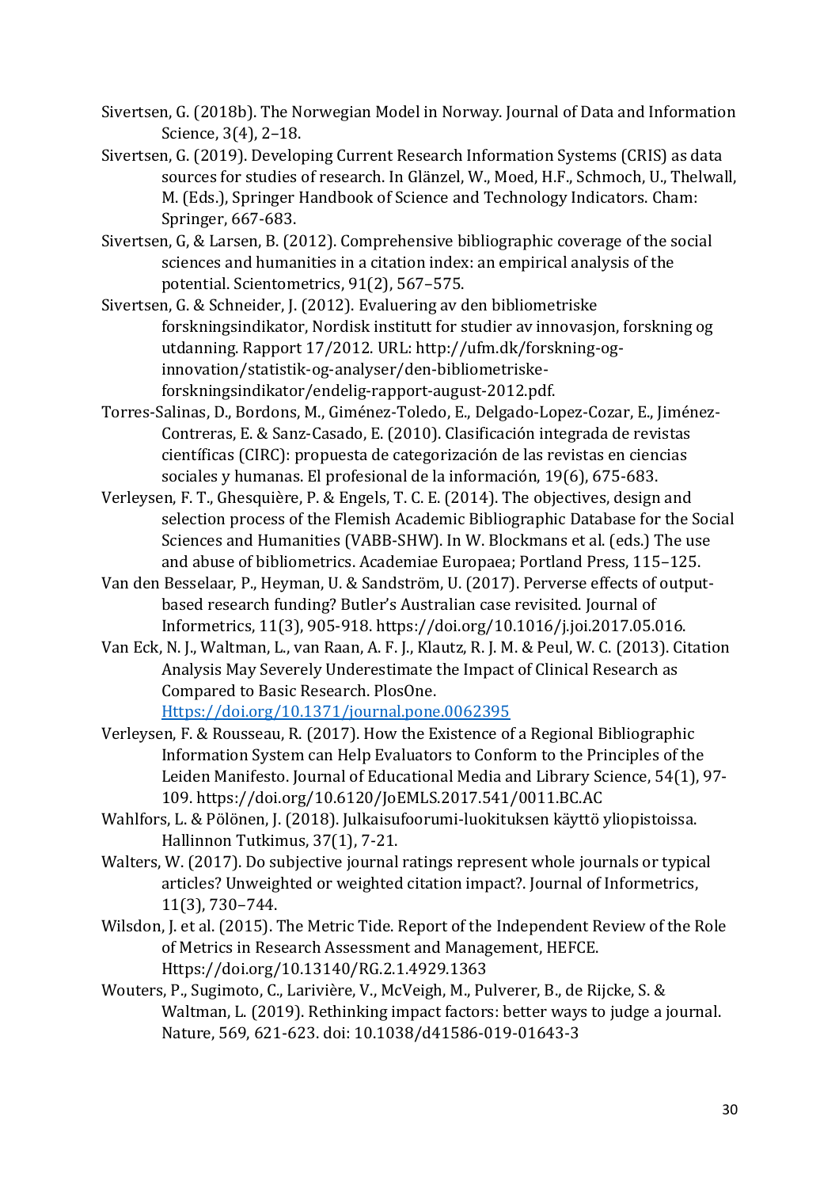Sivertsen, G. (2018b). The Norwegian Model in Norway. Journal of Data and Information Science, 3(4), 2–18.

Sivertsen, G. (2019). Developing Current Research Information Systems (CRIS) as data sources for studies of research. In Glänzel, W., Moed, H.F., Schmoch, U., Thelwall, M. (Eds.), Springer Handbook of Science and Technology Indicators. Cham: Springer, 667-683.

Sivertsen, G, & Larsen, B. (2012). Comprehensive bibliographic coverage of the social sciences and humanities in a citation index: an empirical analysis of the potential. Scientometrics, 91(2), 567–575.

Sivertsen, G. & Schneider, J. (2012). Evaluering av den bibliometriske forskningsindikator, Nordisk institutt for studier av innovasjon, forskning og utdanning. Rapport 17/2012. URL: http://ufm.dk/forskning-og-innovation/statistik-og-analyser/den-bibliometriske-forskningsindikator/endelig-rapport-august-2012.pdf.

Torres-Salinas, D., Bordons, M., Giménez-Toledo, E., Delgado-Lopez-Cozar, E., Jiménez-Contreras, E. & Sanz-Casado, E. (2010). Clasificación integrada de revistas científicas (CIRC): propuesta de categorización de las revistas en ciencias sociales y humanas. El profesional de la información, 19(6), 675-683.

Verleysen, F. T., Ghesquière, P. & Engels, T. C. E. (2014). The objectives, design and selection process of the Flemish Academic Bibliographic Database for the Social Sciences and Humanities (VABB-SHW). In W. Blockmans et al. (eds.) The use and abuse of bibliometrics. Academiae Europaea; Portland Press, 115–125.

Van den Besselaar, P., Heyman, U. & Sandström, U. (2017). Perverse effects of output-based research funding? Butler's Australian case revisited. Journal of Informetrics, 11(3), 905-918. https://doi.org/10.1016/j.joi.2017.05.016.

Van Eck, N. J., Waltman, L., van Raan, A. F. J., Klautz, R. J. M. & Peul, W. C. (2013). Citation Analysis May Severely Underestimate the Impact of Clinical Research as Compared to Basic Research. PlosOne. [Https://doi.org/10.1371/journal.pone.0062395](Https://doi.org/10.1371/journal.pone.0062395)

Verleysen, F. & Rousseau, R. (2017). How the Existence of a Regional Bibliographic Information System can Help Evaluators to Conform to the Principles of the Leiden Manifesto. Journal of Educational Media and Library Science, 54(1), 97-109. https://doi.org/10.6120/JoEMLS.2017.541/0011.BC.AC

Wahlfors, L. & Pölönen, J. (2018). Julkaisufoorumi-luokituksen käyttö yliopistoissa. Hallinnon Tutkimus, 37(1), 7-21.

Walters, W. (2017). Do subjective journal ratings represent whole journals or typical articles? Unweighted or weighted citation impact?. Journal of Informetrics, 11(3), 730–744.

Wilsdon, J. et al. (2015). The Metric Tide. Report of the Independent Review of the Role of Metrics in Research Assessment and Management, HEFCE. Https://doi.org/10.13140/RG.2.1.4929.1363

Wouters, P., Sugimoto, C., Larivière, V., McVeigh, M., Pulverer, B., de Rijcke, S. & Waltman, L. (2019). Rethinking impact factors: better ways to judge a journal. Nature, 569, 621-623. doi: 10.1038/d41586-019-01643-3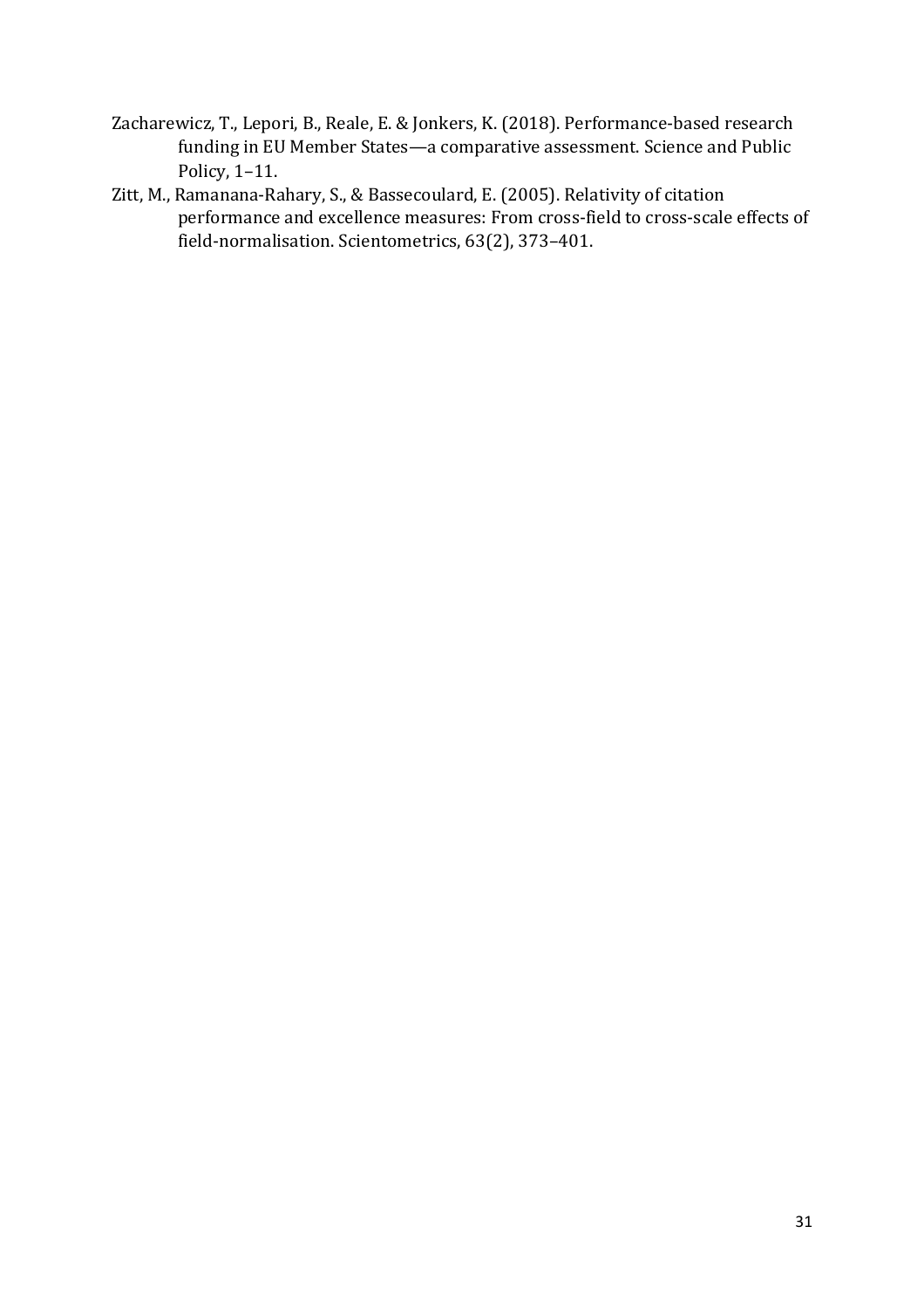Zacharewicz, T., Lepori, B., Reale, E. & Jonkers, K. (2018). Performance-based research funding in EU Member States—a comparative assessment. Science and Public Policy, 1–11.

Zitt, M., Ramanana-Rahary, S., & Bassecoulard, E. (2005). Relativity of citation performance and excellence measures: From cross-field to cross-scale effects of field-normalisation. Scientometrics, 63(2), 373–401.